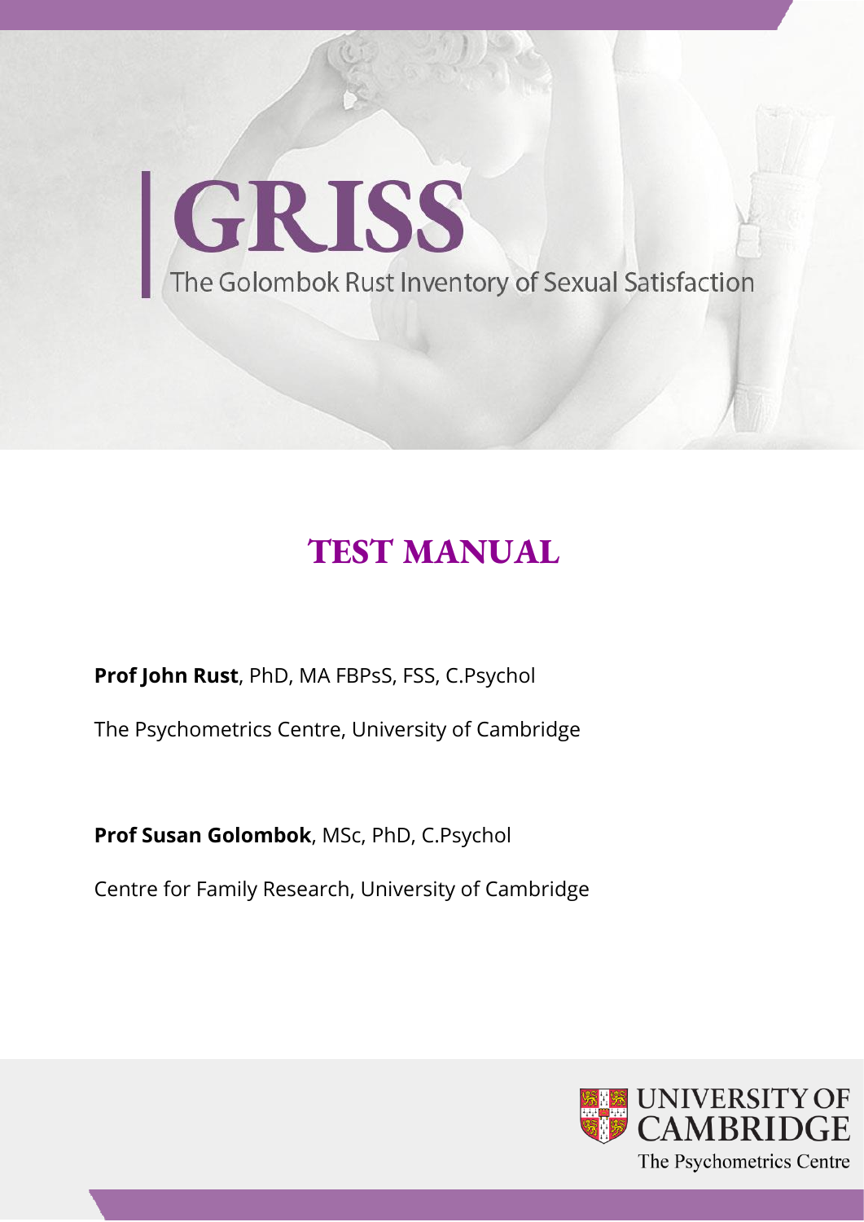# GRISS

The Golombok Rust Inventory of Sexual Satisfaction

## TEST MANUAL

**Prof John Rust**, PhD, MA FBPsS, FSS, C.Psychol

The Psychometrics Centre, University of Cambridge

**Prof Susan Golombok**, MSc, PhD, C.Psychol

Centre for Family Research, University of Cambridge

UNIVERSITY OF CAMBRIDGE

The Psychometrics Centre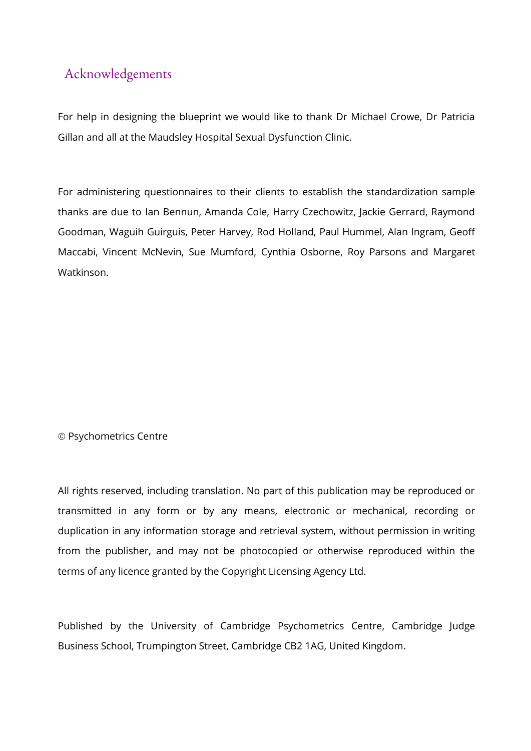## Acknowledgements

For help in designing the blueprint we would like to thank Dr Michael Crowe, Dr Patricia Gillan and all at the Maudsley Hospital Sexual Dysfunction Clinic.

For administering questionnaires to their clients to establish the standardization sample thanks are due to Ian Bennun, Amanda Cole, Harry Czechowitz, Jackie Gerrard, Raymond Goodman, Waguih Guirguis, Peter Harvey, Rod Holland, Paul Hummel, Alan Ingram, Geoff Maccabi, Vincent McNevin, Sue Mumford, Cynthia Osborne, Roy Parsons and Margaret Watkinson.

© Psychometrics Centre

All rights reserved, including translation. No part of this publication may be reproduced or transmitted in any form or by any means, electronic or mechanical, recording or duplication in any information storage and retrieval system, without permission in writing from the publisher, and may not be photocopied or otherwise reproduced within the terms of any licence granted by the Copyright Licensing Agency Ltd.

Published by the University of Cambridge Psychometrics Centre, Cambridge Judge Business School, Trumpington Street, Cambridge CB2 1AG, United Kingdom.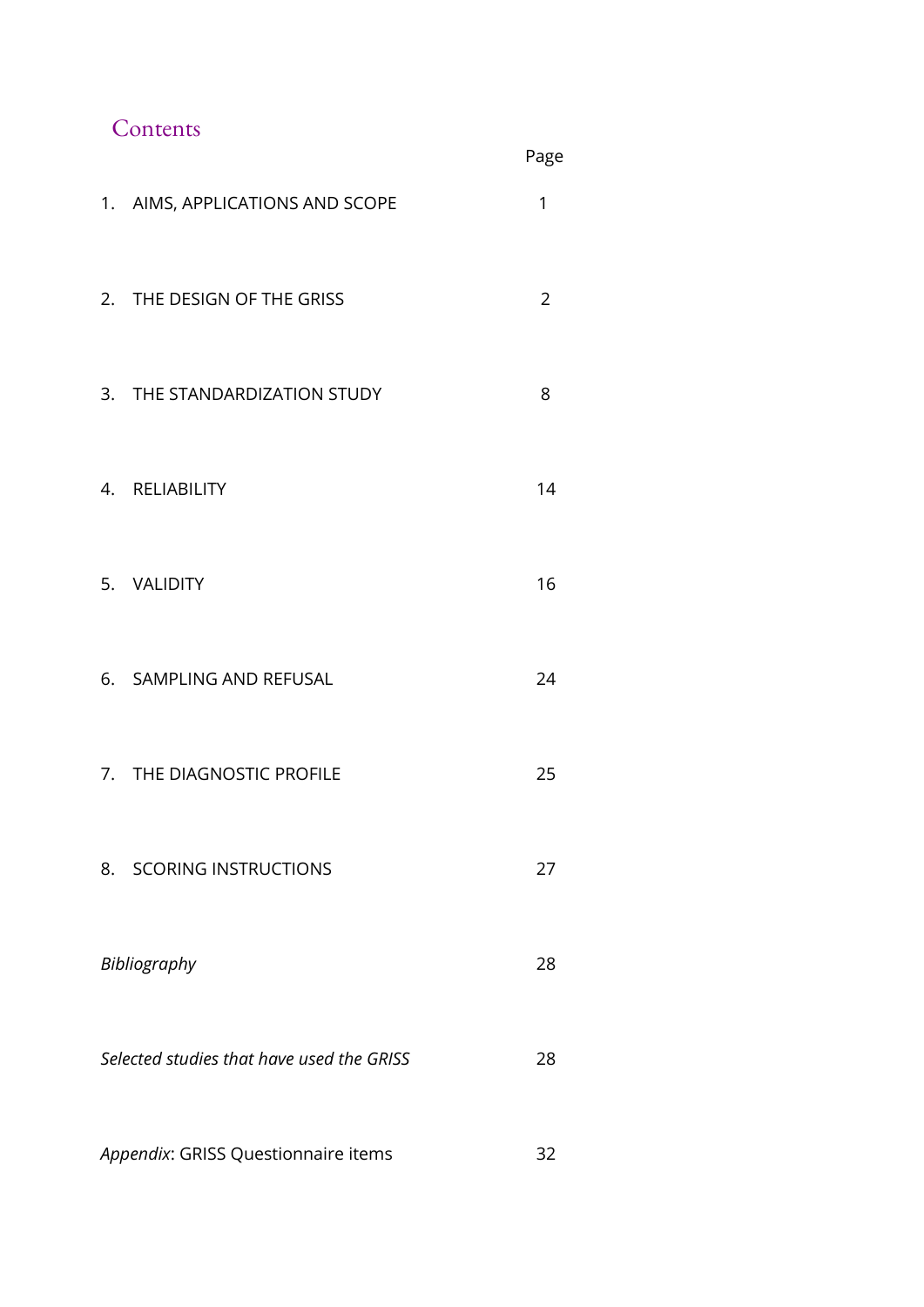## Contents

| | Page |
|---|---|
| 1. AIMS, APPLICATIONS AND SCOPE | 1 |
| 2. THE DESIGN OF THE GRISS | 2 |
| 3. THE STANDARDIZATION STUDY | 8 |
| 4. RELIABILITY | 14 |
| 5. VALIDITY | 16 |
| 6. SAMPLING AND REFUSAL | 24 |
| 7. THE DIAGNOSTIC PROFILE | 25 |
| 8. SCORING INSTRUCTIONS | 27 |
| *Bibliography* | 28 |
| *Selected studies that have used the GRISS* | 28 |
| *Appendix*: GRISS Questionnaire items | 32 |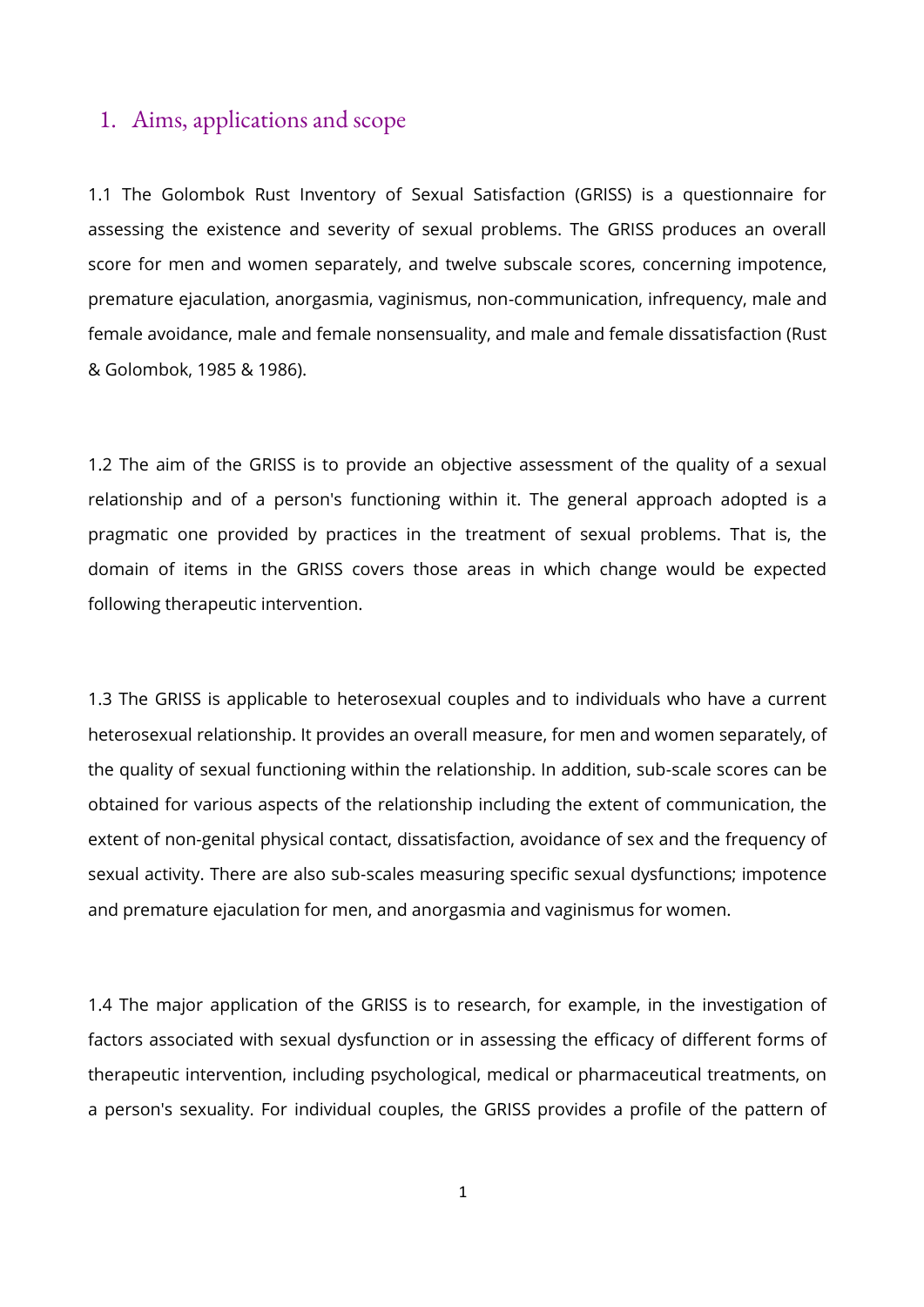# 1. Aims, applications and scope

1.1 The Golombok Rust Inventory of Sexual Satisfaction (GRISS) is a questionnaire for assessing the existence and severity of sexual problems. The GRISS produces an overall score for men and women separately, and twelve subscale scores, concerning impotence, premature ejaculation, anorgasmia, vaginismus, non-communication, infrequency, male and female avoidance, male and female nonsensuality, and male and female dissatisfaction (Rust & Golombok, 1985 & 1986).

1.2 The aim of the GRISS is to provide an objective assessment of the quality of a sexual relationship and of a person's functioning within it. The general approach adopted is a pragmatic one provided by practices in the treatment of sexual problems. That is, the domain of items in the GRISS covers those areas in which change would be expected following therapeutic intervention.

1.3 The GRISS is applicable to heterosexual couples and to individuals who have a current heterosexual relationship. It provides an overall measure, for men and women separately, of the quality of sexual functioning within the relationship. In addition, sub-scale scores can be obtained for various aspects of the relationship including the extent of communication, the extent of non-genital physical contact, dissatisfaction, avoidance of sex and the frequency of sexual activity. There are also sub-scales measuring specific sexual dysfunctions; impotence and premature ejaculation for men, and anorgasmia and vaginismus for women.

1.4 The major application of the GRISS is to research, for example, in the investigation of factors associated with sexual dysfunction or in assessing the efficacy of different forms of therapeutic intervention, including psychological, medical or pharmaceutical treatments, on a person's sexuality. For individual couples, the GRISS provides a profile of the pattern of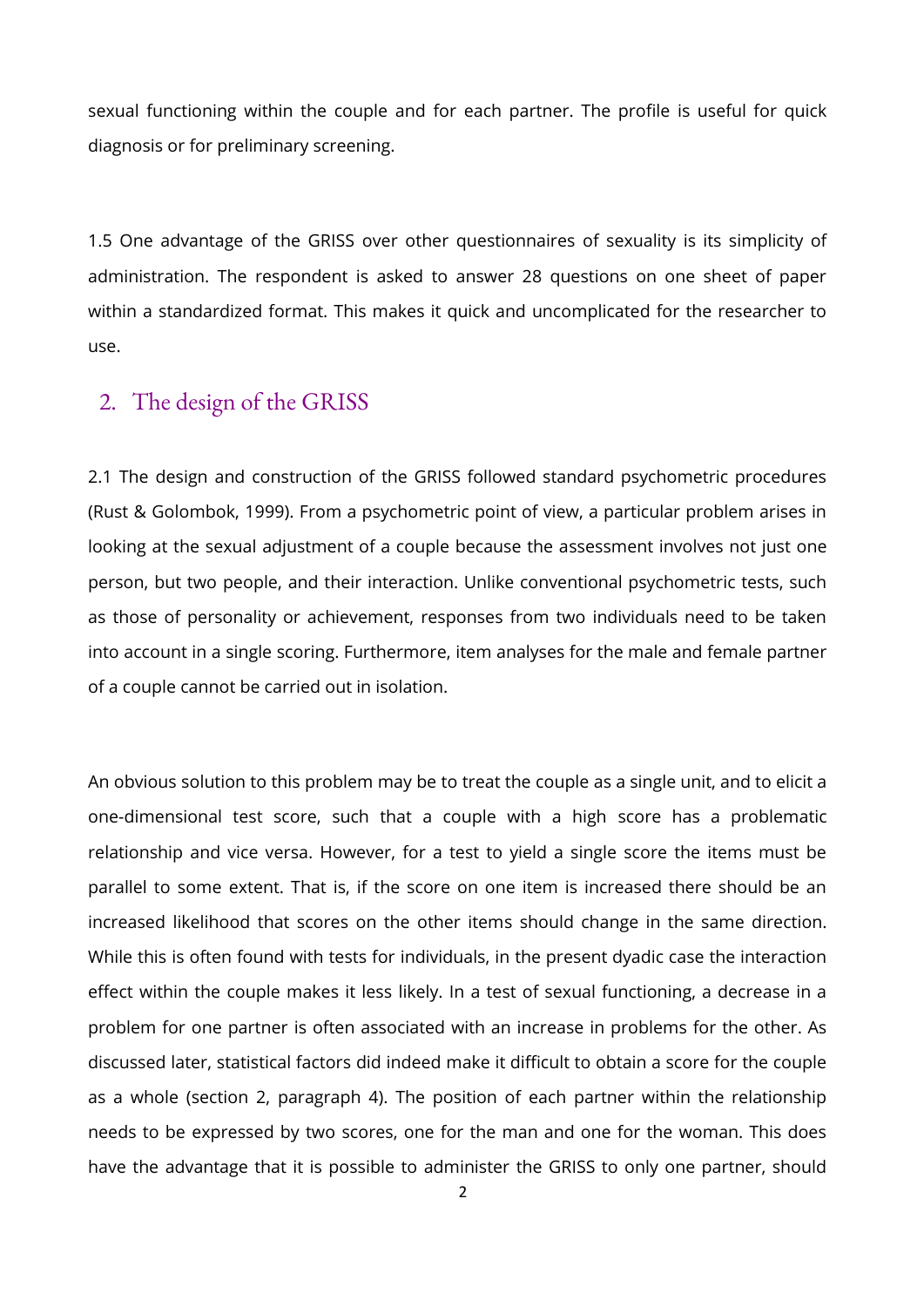sexual functioning within the couple and for each partner. The profile is useful for quick diagnosis or for preliminary screening.

1.5 One advantage of the GRISS over other questionnaires of sexuality is its simplicity of administration. The respondent is asked to answer 28 questions on one sheet of paper within a standardized format. This makes it quick and uncomplicated for the researcher to use.

## 2. The design of the GRISS

2.1 The design and construction of the GRISS followed standard psychometric procedures (Rust & Golombok, 1999). From a psychometric point of view, a particular problem arises in looking at the sexual adjustment of a couple because the assessment involves not just one person, but two people, and their interaction. Unlike conventional psychometric tests, such as those of personality or achievement, responses from two individuals need to be taken into account in a single scoring. Furthermore, item analyses for the male and female partner of a couple cannot be carried out in isolation.

An obvious solution to this problem may be to treat the couple as a single unit, and to elicit a one-dimensional test score, such that a couple with a high score has a problematic relationship and vice versa. However, for a test to yield a single score the items must be parallel to some extent. That is, if the score on one item is increased there should be an increased likelihood that scores on the other items should change in the same direction. While this is often found with tests for individuals, in the present dyadic case the interaction effect within the couple makes it less likely. In a test of sexual functioning, a decrease in a problem for one partner is often associated with an increase in problems for the other. As discussed later, statistical factors did indeed make it difficult to obtain a score for the couple as a whole (section 2, paragraph 4). The position of each partner within the relationship needs to be expressed by two scores, one for the man and one for the woman. This does have the advantage that it is possible to administer the GRISS to only one partner, should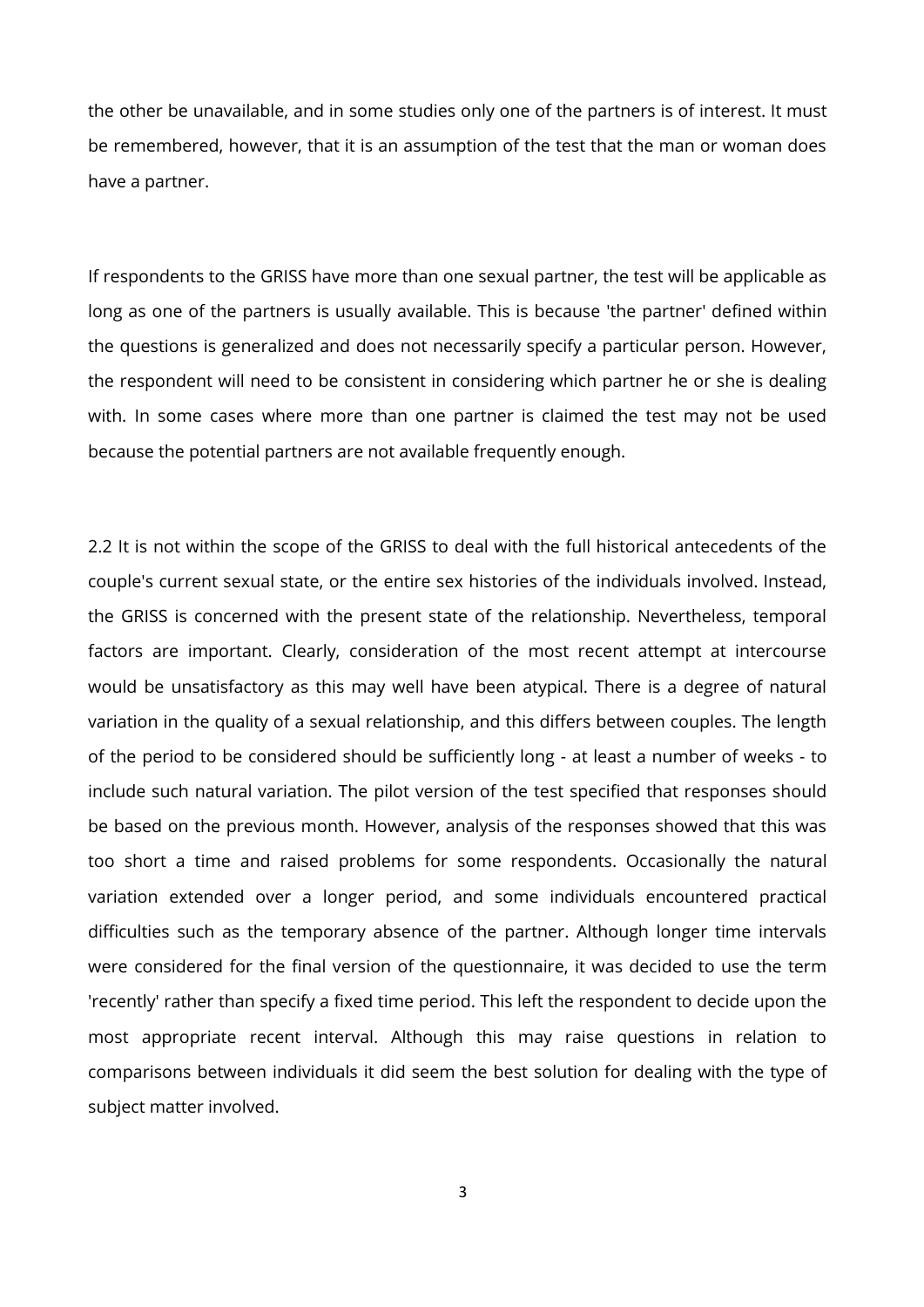the other be unavailable, and in some studies only one of the partners is of interest. It must be remembered, however, that it is an assumption of the test that the man or woman does have a partner.

If respondents to the GRISS have more than one sexual partner, the test will be applicable as long as one of the partners is usually available. This is because 'the partner' defined within the questions is generalized and does not necessarily specify a particular person. However, the respondent will need to be consistent in considering which partner he or she is dealing with. In some cases where more than one partner is claimed the test may not be used because the potential partners are not available frequently enough.

2.2 It is not within the scope of the GRISS to deal with the full historical antecedents of the couple's current sexual state, or the entire sex histories of the individuals involved. Instead, the GRISS is concerned with the present state of the relationship. Nevertheless, temporal factors are important. Clearly, consideration of the most recent attempt at intercourse would be unsatisfactory as this may well have been atypical. There is a degree of natural variation in the quality of a sexual relationship, and this differs between couples. The length of the period to be considered should be sufficiently long - at least a number of weeks - to include such natural variation. The pilot version of the test specified that responses should be based on the previous month. However, analysis of the responses showed that this was too short a time and raised problems for some respondents. Occasionally the natural variation extended over a longer period, and some individuals encountered practical difficulties such as the temporary absence of the partner. Although longer time intervals were considered for the final version of the questionnaire, it was decided to use the term 'recently' rather than specify a fixed time period. This left the respondent to decide upon the most appropriate recent interval. Although this may raise questions in relation to comparisons between individuals it did seem the best solution for dealing with the type of subject matter involved.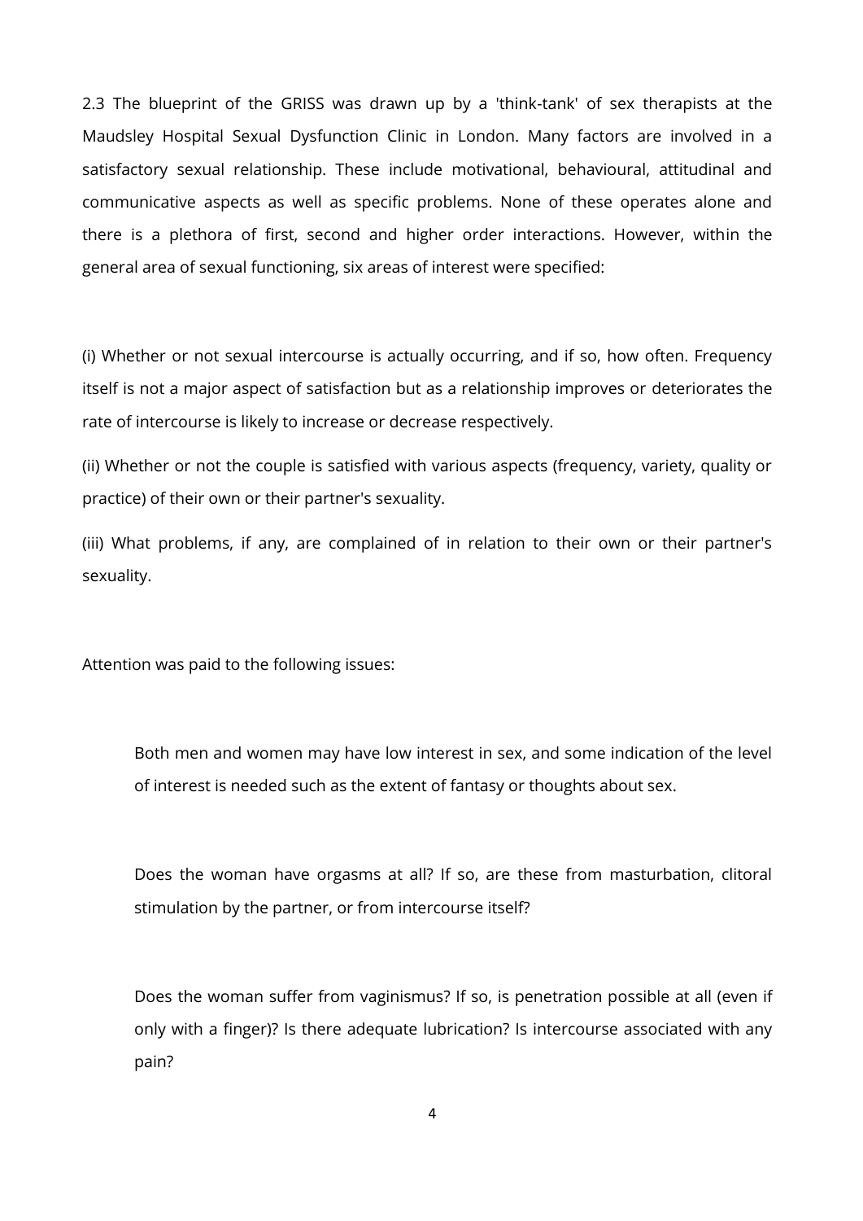2.3 The blueprint of the GRISS was drawn up by a 'think-tank' of sex therapists at the Maudsley Hospital Sexual Dysfunction Clinic in London. Many factors are involved in a satisfactory sexual relationship. These include motivational, behavioural, attitudinal and communicative aspects as well as specific problems. None of these operates alone and there is a plethora of first, second and higher order interactions. However, within the general area of sexual functioning, six areas of interest were specified:

(i) Whether or not sexual intercourse is actually occurring, and if so, how often. Frequency itself is not a major aspect of satisfaction but as a relationship improves or deteriorates the rate of intercourse is likely to increase or decrease respectively.

(ii) Whether or not the couple is satisfied with various aspects (frequency, variety, quality or practice) of their own or their partner's sexuality.

(iii) What problems, if any, are complained of in relation to their own or their partner's sexuality.

Attention was paid to the following issues:

> Both men and women may have low interest in sex, and some indication of the level of interest is needed such as the extent of fantasy or thoughts about sex.
>
> Does the woman have orgasms at all? If so, are these from masturbation, clitoral stimulation by the partner, or from intercourse itself?
>
> Does the woman suffer from vaginismus? If so, is penetration possible at all (even if only with a finger)? Is there adequate lubrication? Is intercourse associated with any pain?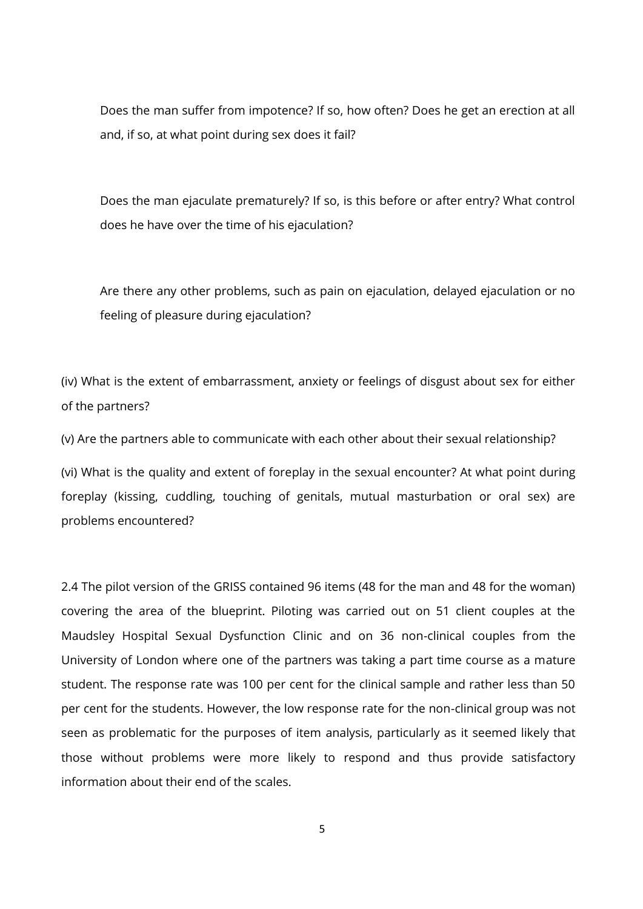Does the man suffer from impotence? If so, how often? Does he get an erection at all and, if so, at what point during sex does it fail?

Does the man ejaculate prematurely? If so, is this before or after entry? What control does he have over the time of his ejaculation?

Are there any other problems, such as pain on ejaculation, delayed ejaculation or no feeling of pleasure during ejaculation?

(iv) What is the extent of embarrassment, anxiety or feelings of disgust about sex for either of the partners?

(v) Are the partners able to communicate with each other about their sexual relationship?

(vi) What is the quality and extent of foreplay in the sexual encounter? At what point during foreplay (kissing, cuddling, touching of genitals, mutual masturbation or oral sex) are problems encountered?

2.4 The pilot version of the GRISS contained 96 items (48 for the man and 48 for the woman) covering the area of the blueprint. Piloting was carried out on 51 client couples at the Maudsley Hospital Sexual Dysfunction Clinic and on 36 non-clinical couples from the University of London where one of the partners was taking a part time course as a mature student. The response rate was 100 per cent for the clinical sample and rather less than 50 per cent for the students. However, the low response rate for the non-clinical group was not seen as problematic for the purposes of item analysis, particularly as it seemed likely that those without problems were more likely to respond and thus provide satisfactory information about their end of the scales.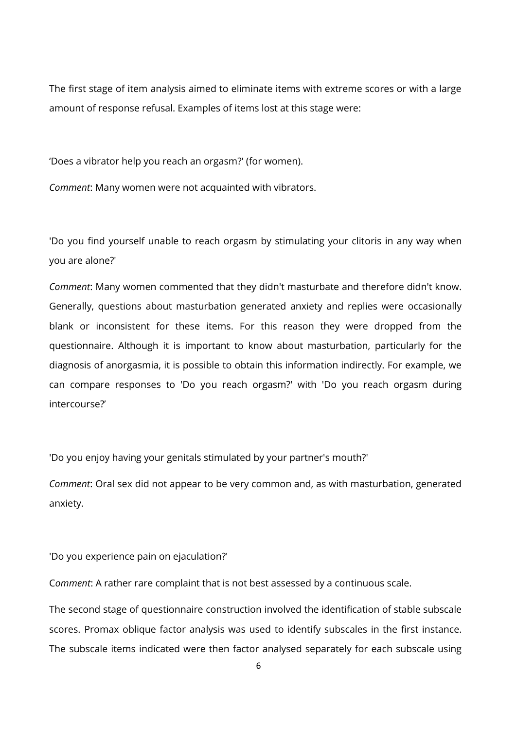The first stage of item analysis aimed to eliminate items with extreme scores or with a large amount of response refusal. Examples of items lost at this stage were:

‘Does a vibrator help you reach an orgasm?' (for women).

*Comment*: Many women were not acquainted with vibrators.

'Do you find yourself unable to reach orgasm by stimulating your clitoris in any way when you are alone?'

*Comment*: Many women commented that they didn't masturbate and therefore didn't know. Generally, questions about masturbation generated anxiety and replies were occasionally blank or inconsistent for these items. For this reason they were dropped from the questionnaire. Although it is important to know about masturbation, particularly for the diagnosis of anorgasmia, it is possible to obtain this information indirectly. For example, we can compare responses to 'Do you reach orgasm?' with 'Do you reach orgasm during intercourse?’

'Do you enjoy having your genitals stimulated by your partner's mouth?'

*Comment*: Oral sex did not appear to be very common and, as with masturbation, generated anxiety.

'Do you experience pain on ejaculation?'

*Comment*: A rather rare complaint that is not best assessed by a continuous scale.

The second stage of questionnaire construction involved the identification of stable subscale scores. Promax oblique factor analysis was used to identify subscales in the first instance. The subscale items indicated were then factor analysed separately for each subscale using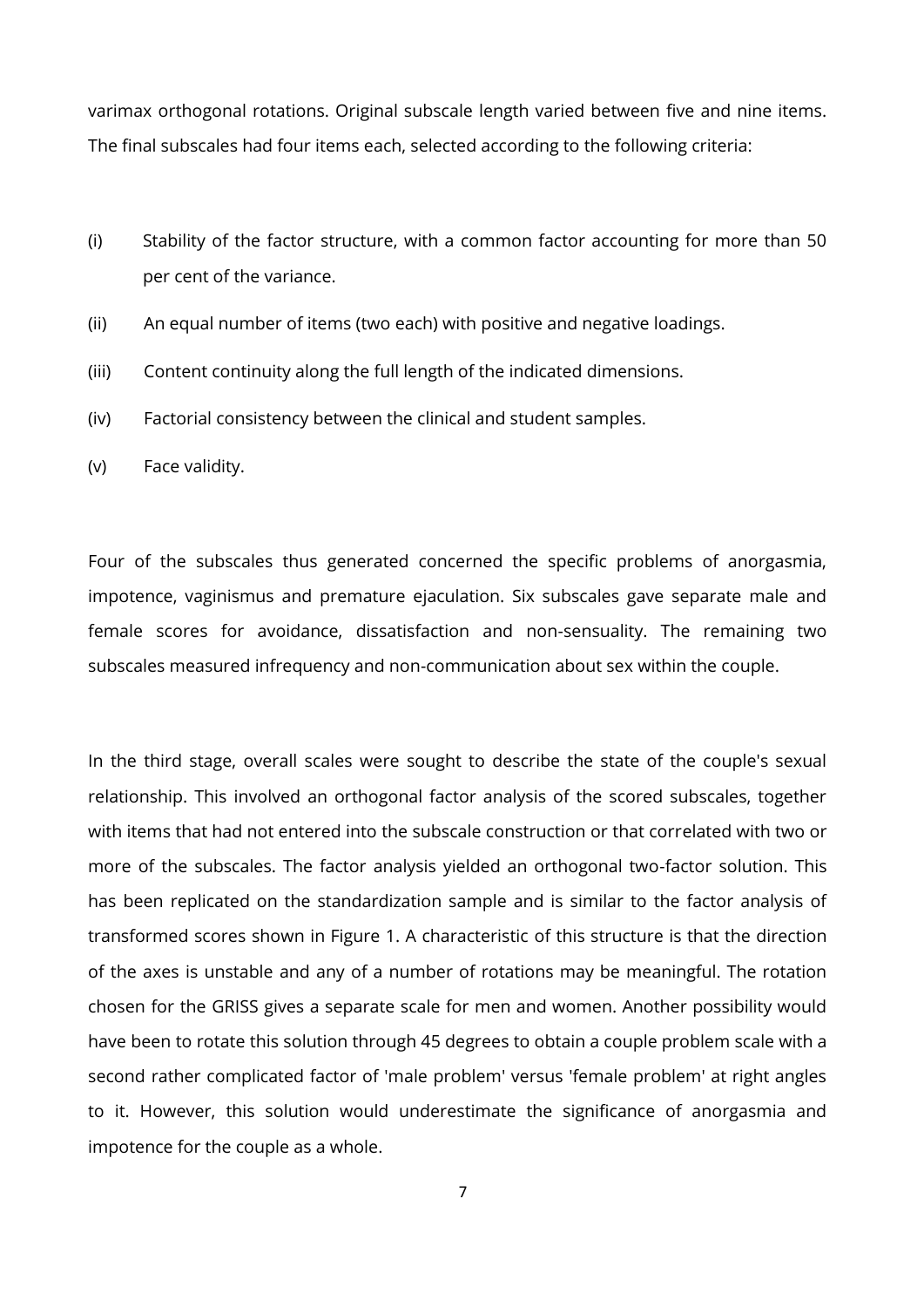varimax orthogonal rotations. Original subscale length varied between five and nine items. The final subscales had four items each, selected according to the following criteria:

(i) Stability of the factor structure, with a common factor accounting for more than 50 per cent of the variance.

(ii) An equal number of items (two each) with positive and negative loadings.

(iii) Content continuity along the full length of the indicated dimensions.

(iv) Factorial consistency between the clinical and student samples.

(v) Face validity.

Four of the subscales thus generated concerned the specific problems of anorgasmia, impotence, vaginismus and premature ejaculation. Six subscales gave separate male and female scores for avoidance, dissatisfaction and non-sensuality. The remaining two subscales measured infrequency and non-communication about sex within the couple.

In the third stage, overall scales were sought to describe the state of the couple's sexual relationship. This involved an orthogonal factor analysis of the scored subscales, together with items that had not entered into the subscale construction or that correlated with two or more of the subscales. The factor analysis yielded an orthogonal two-factor solution. This has been replicated on the standardization sample and is similar to the factor analysis of transformed scores shown in Figure 1. A characteristic of this structure is that the direction of the axes is unstable and any of a number of rotations may be meaningful. The rotation chosen for the GRISS gives a separate scale for men and women. Another possibility would have been to rotate this solution through 45 degrees to obtain a couple problem scale with a second rather complicated factor of 'male problem' versus 'female problem' at right angles to it. However, this solution would underestimate the significance of anorgasmia and impotence for the couple as a whole.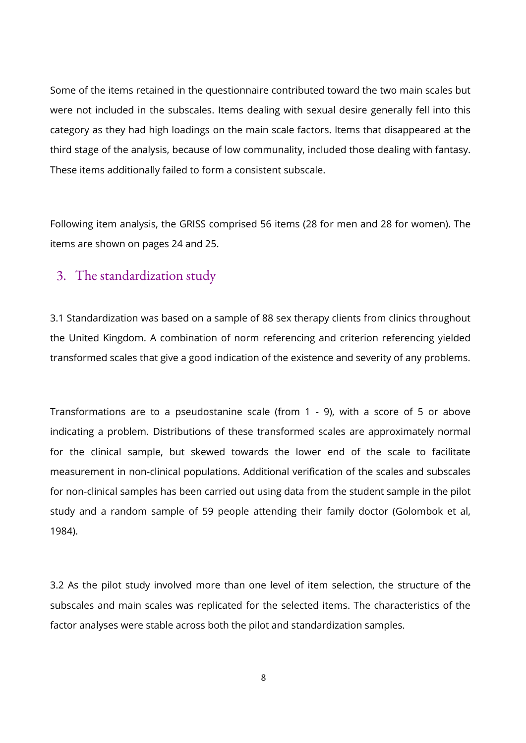Some of the items retained in the questionnaire contributed toward the two main scales but were not included in the subscales. Items dealing with sexual desire generally fell into this category as they had high loadings on the main scale factors. Items that disappeared at the third stage of the analysis, because of low communality, included those dealing with fantasy. These items additionally failed to form a consistent subscale.

Following item analysis, the GRISS comprised 56 items (28 for men and 28 for women). The items are shown on pages 24 and 25.

## 3. The standardization study

3.1 Standardization was based on a sample of 88 sex therapy clients from clinics throughout the United Kingdom. A combination of norm referencing and criterion referencing yielded transformed scales that give a good indication of the existence and severity of any problems.

Transformations are to a pseudostanine scale (from 1 - 9), with a score of 5 or above indicating a problem. Distributions of these transformed scales are approximately normal for the clinical sample, but skewed towards the lower end of the scale to facilitate measurement in non-clinical populations. Additional verification of the scales and subscales for non-clinical samples has been carried out using data from the student sample in the pilot study and a random sample of 59 people attending their family doctor (Golombok et al, 1984).

3.2 As the pilot study involved more than one level of item selection, the structure of the subscales and main scales was replicated for the selected items. The characteristics of the factor analyses were stable across both the pilot and standardization samples.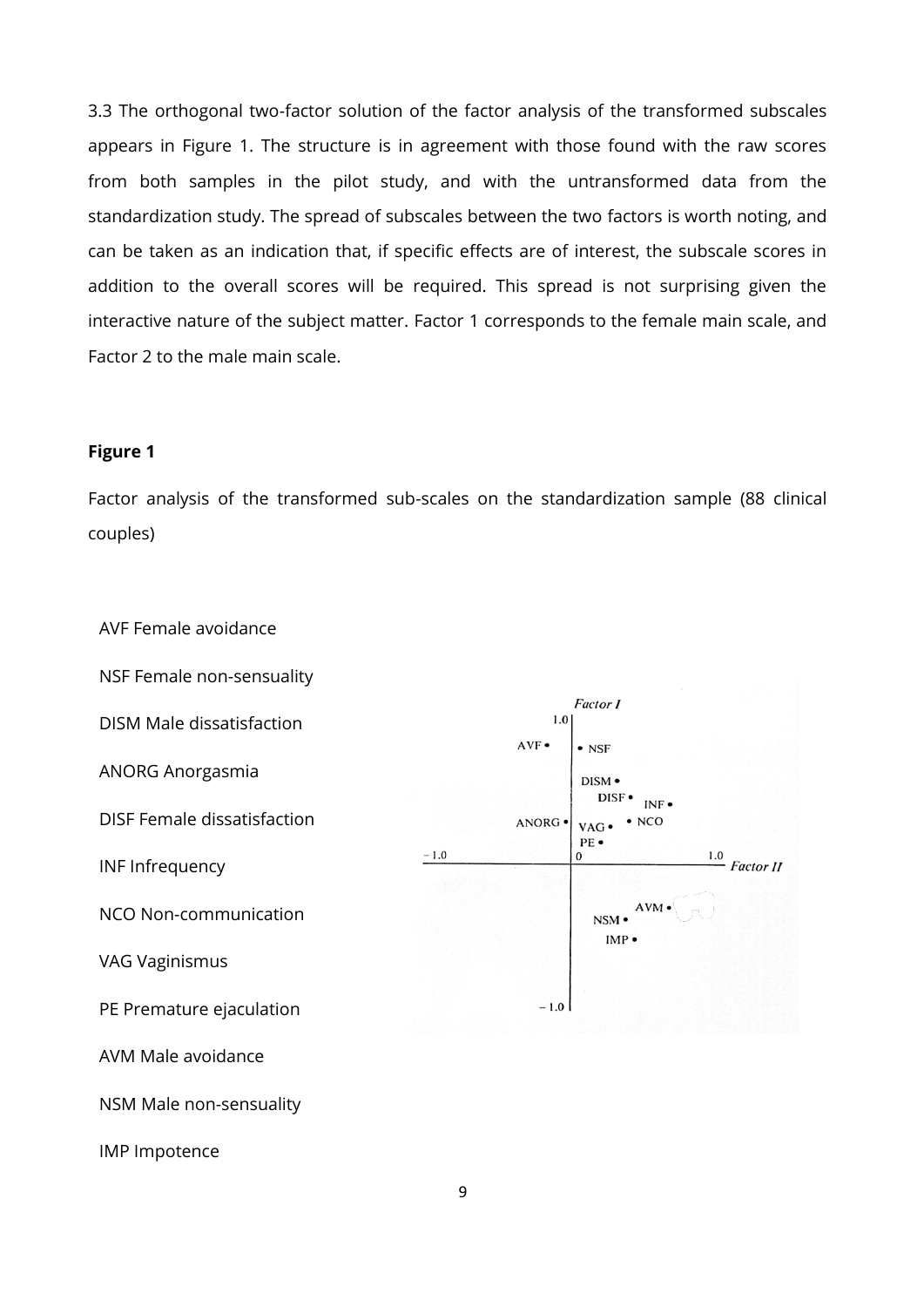3.3 The orthogonal two-factor solution of the factor analysis of the transformed subscales appears in Figure 1. The structure is in agreement with those found with the raw scores from both samples in the pilot study, and with the untransformed data from the standardization study. The spread of subscales between the two factors is worth noting, and can be taken as an indication that, if specific effects are of interest, the subscale scores in addition to the overall scores will be required. This spread is not surprising given the interactive nature of the subject matter. Factor 1 corresponds to the female main scale, and Factor 2 to the male main scale.

**Figure 1**

Factor analysis of the transformed sub-scales on the standardization sample (88 clinical couples)

AVF Female avoidance

NSF Female non-sensuality

DISM Male dissatisfaction

ANORG Anorgasmia

DISF Female dissatisfaction

INF Infrequency

NCO Non-communication

VAG Vaginismus

PE Premature ejaculation

AVM Male avoidance

NSM Male non-sensuality

IMP Impotence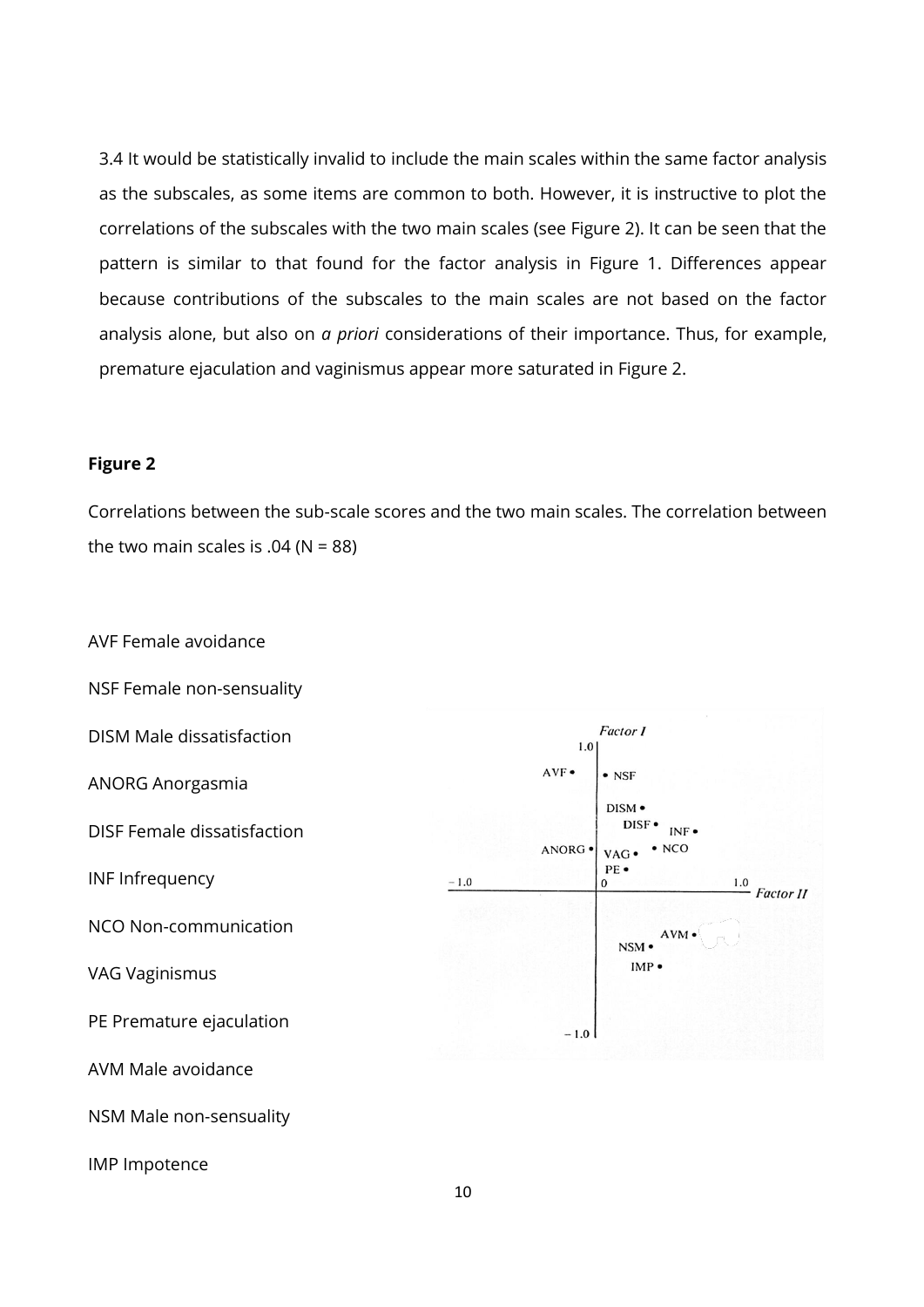3.4 It would be statistically invalid to include the main scales within the same factor analysis as the subscales, as some items are common to both. However, it is instructive to plot the correlations of the subscales with the two main scales (see Figure 2). It can be seen that the pattern is similar to that found for the factor analysis in Figure 1. Differences appear because contributions of the subscales to the main scales are not based on the factor analysis alone, but also on *a priori* considerations of their importance. Thus, for example, premature ejaculation and vaginismus appear more saturated in Figure 2.

**Figure 2**

Correlations between the sub-scale scores and the two main scales. The correlation between the two main scales is .04 (N = 88)

AVF Female avoidance

NSF Female non-sensuality

DISM Male dissatisfaction

ANORG Anorgasmia

DISF Female dissatisfaction

INF Infrequency

NCO Non-communication

VAG Vaginismus

PE Premature ejaculation

AVM Male avoidance

NSM Male non-sensuality

IMP Impotence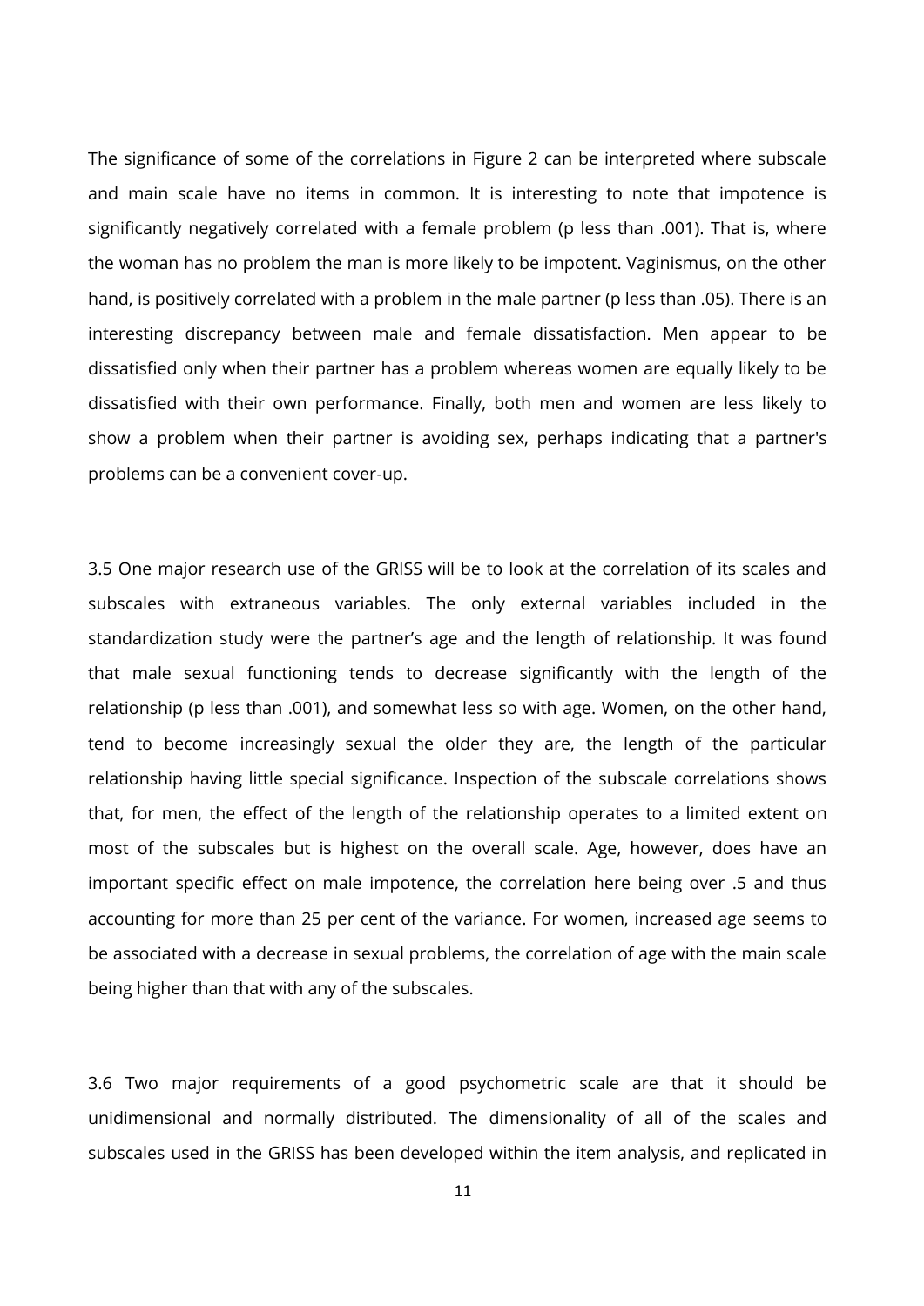The significance of some of the correlations in Figure 2 can be interpreted where subscale and main scale have no items in common. It is interesting to note that impotence is significantly negatively correlated with a female problem (p less than .001). That is, where the woman has no problem the man is more likely to be impotent. Vaginismus, on the other hand, is positively correlated with a problem in the male partner (p less than .05). There is an interesting discrepancy between male and female dissatisfaction. Men appear to be dissatisfied only when their partner has a problem whereas women are equally likely to be dissatisfied with their own performance. Finally, both men and women are less likely to show a problem when their partner is avoiding sex, perhaps indicating that a partner's problems can be a convenient cover-up.

3.5 One major research use of the GRISS will be to look at the correlation of its scales and subscales with extraneous variables. The only external variables included in the standardization study were the partner's age and the length of relationship. It was found that male sexual functioning tends to decrease significantly with the length of the relationship (p less than .001), and somewhat less so with age. Women, on the other hand, tend to become increasingly sexual the older they are, the length of the particular relationship having little special significance. Inspection of the subscale correlations shows that, for men, the effect of the length of the relationship operates to a limited extent on most of the subscales but is highest on the overall scale. Age, however, does have an important specific effect on male impotence, the correlation here being over .5 and thus accounting for more than 25 per cent of the variance. For women, increased age seems to be associated with a decrease in sexual problems, the correlation of age with the main scale being higher than that with any of the subscales.

3.6 Two major requirements of a good psychometric scale are that it should be unidimensional and normally distributed. The dimensionality of all of the scales and subscales used in the GRISS has been developed within the item analysis, and replicated in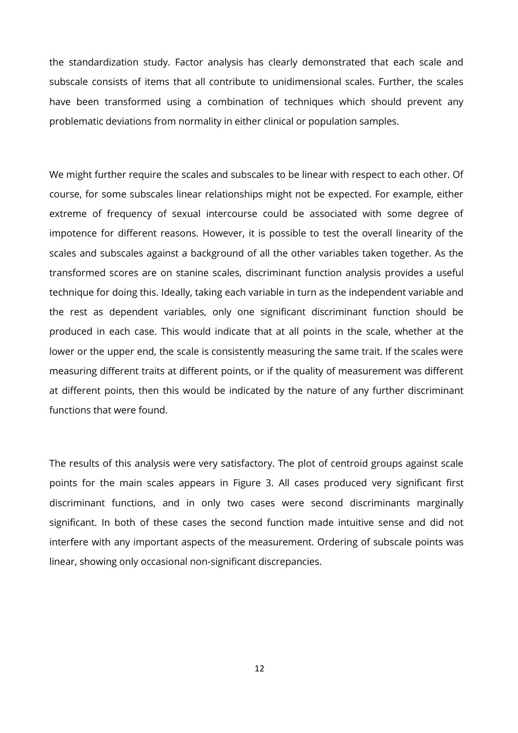the standardization study. Factor analysis has clearly demonstrated that each scale and subscale consists of items that all contribute to unidimensional scales. Further, the scales have been transformed using a combination of techniques which should prevent any problematic deviations from normality in either clinical or population samples.

We might further require the scales and subscales to be linear with respect to each other. Of course, for some subscales linear relationships might not be expected. For example, either extreme of frequency of sexual intercourse could be associated with some degree of impotence for different reasons. However, it is possible to test the overall linearity of the scales and subscales against a background of all the other variables taken together. As the transformed scores are on stanine scales, discriminant function analysis provides a useful technique for doing this. Ideally, taking each variable in turn as the independent variable and the rest as dependent variables, only one significant discriminant function should be produced in each case. This would indicate that at all points in the scale, whether at the lower or the upper end, the scale is consistently measuring the same trait. If the scales were measuring different traits at different points, or if the quality of measurement was different at different points, then this would be indicated by the nature of any further discriminant functions that were found.

The results of this analysis were very satisfactory. The plot of centroid groups against scale points for the main scales appears in Figure 3. All cases produced very significant first discriminant functions, and in only two cases were second discriminants marginally significant. In both of these cases the second function made intuitive sense and did not interfere with any important aspects of the measurement. Ordering of subscale points was linear, showing only occasional non-significant discrepancies.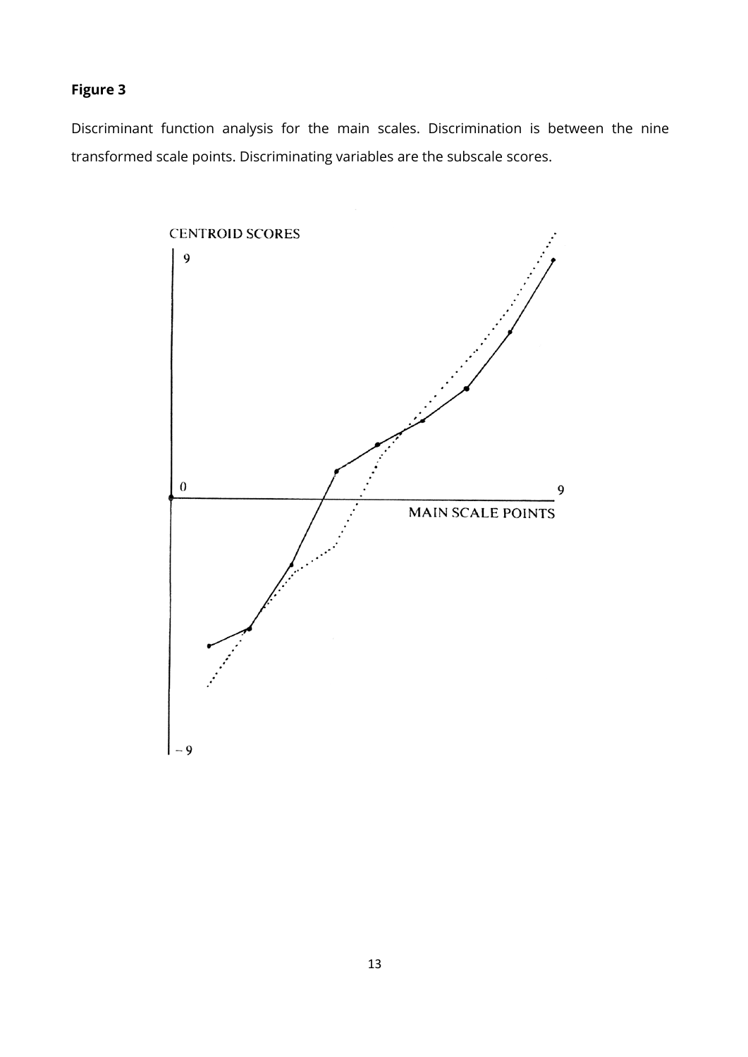**Figure 3**

Discriminant function analysis for the main scales. Discrimination is between the nine transformed scale points. Discriminating variables are the subscale scores.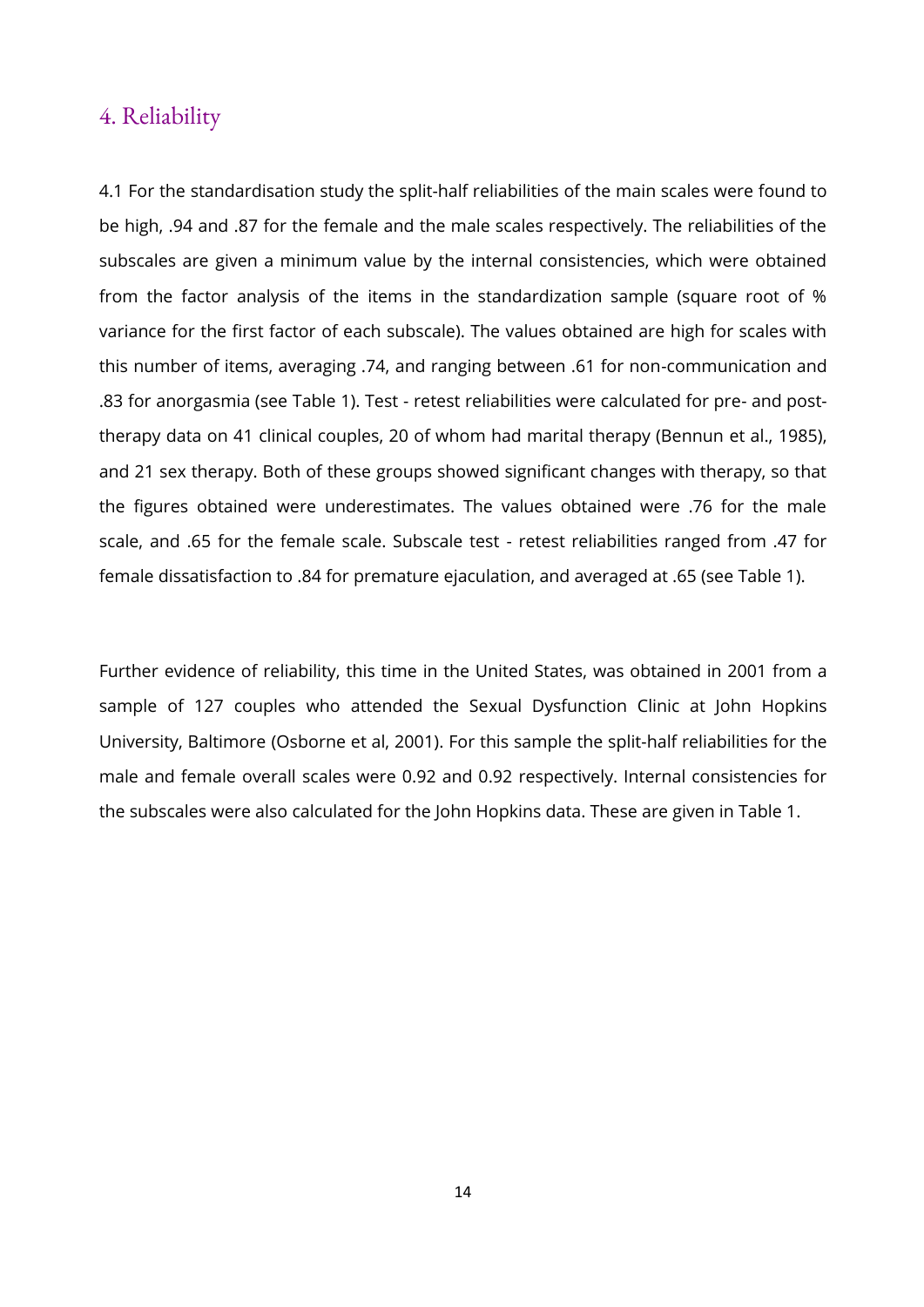## 4. Reliability

4.1 For the standardisation study the split-half reliabilities of the main scales were found to be high, .94 and .87 for the female and the male scales respectively. The reliabilities of the subscales are given a minimum value by the internal consistencies, which were obtained from the factor analysis of the items in the standardization sample (square root of % variance for the first factor of each subscale). The values obtained are high for scales with this number of items, averaging .74, and ranging between .61 for non-communication and .83 for anorgasmia (see Table 1). Test - retest reliabilities were calculated for pre- and post-therapy data on 41 clinical couples, 20 of whom had marital therapy (Bennun et al., 1985), and 21 sex therapy. Both of these groups showed significant changes with therapy, so that the figures obtained were underestimates. The values obtained were .76 for the male scale, and .65 for the female scale. Subscale test - retest reliabilities ranged from .47 for female dissatisfaction to .84 for premature ejaculation, and averaged at .65 (see Table 1).

Further evidence of reliability, this time in the United States, was obtained in 2001 from a sample of 127 couples who attended the Sexual Dysfunction Clinic at John Hopkins University, Baltimore (Osborne et al, 2001). For this sample the split-half reliabilities for the male and female overall scales were 0.92 and 0.92 respectively. Internal consistencies for the subscales were also calculated for the John Hopkins data. These are given in Table 1.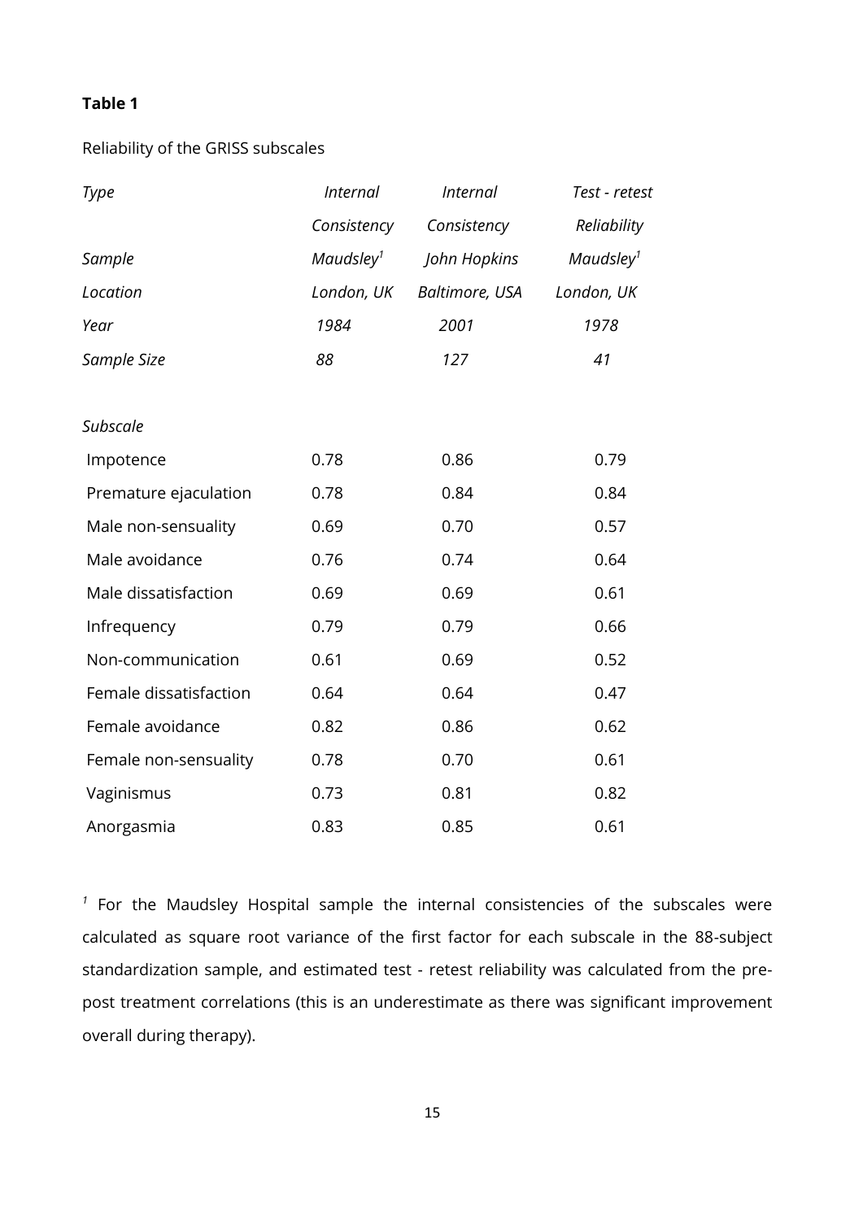**Table 1**

Reliability of the GRISS subscales

| *Type* | *Internal Consistency* | *Internal Consistency* | *Test - retest Reliability* |
|---|---|---|---|
| *Sample* | *Maudsley*[1] | *John Hopkins* | *Maudsley*[1] |
| *Location* | *London, UK* | *Baltimore, USA* | *London, UK* |
| *Year* | *1984* | *2001* | *1978* |
| *Sample Size* | *88* | *127* | *41* |
| *Subscale* | | | |
| Impotence | 0.78 | 0.86 | 0.79 |
| Premature ejaculation | 0.78 | 0.84 | 0.84 |
| Male non-sensuality | 0.69 | 0.70 | 0.57 |
| Male avoidance | 0.76 | 0.74 | 0.64 |
| Male dissatisfaction | 0.69 | 0.69 | 0.61 |
| Infrequency | 0.79 | 0.79 | 0.66 |
| Non-communication | 0.61 | 0.69 | 0.52 |
| Female dissatisfaction | 0.64 | 0.64 | 0.47 |
| Female avoidance | 0.82 | 0.86 | 0.62 |
| Female non-sensuality | 0.78 | 0.70 | 0.61 |
| Vaginismus | 0.73 | 0.81 | 0.82 |
| Anorgasmia | 0.83 | 0.85 | 0.61 |

[1] For the Maudsley Hospital sample the internal consistencies of the subscales were calculated as square root variance of the first factor for each subscale in the 88-subject standardization sample, and estimated test - retest reliability was calculated from the pre-post treatment correlations (this is an underestimate as there was significant improvement overall during therapy).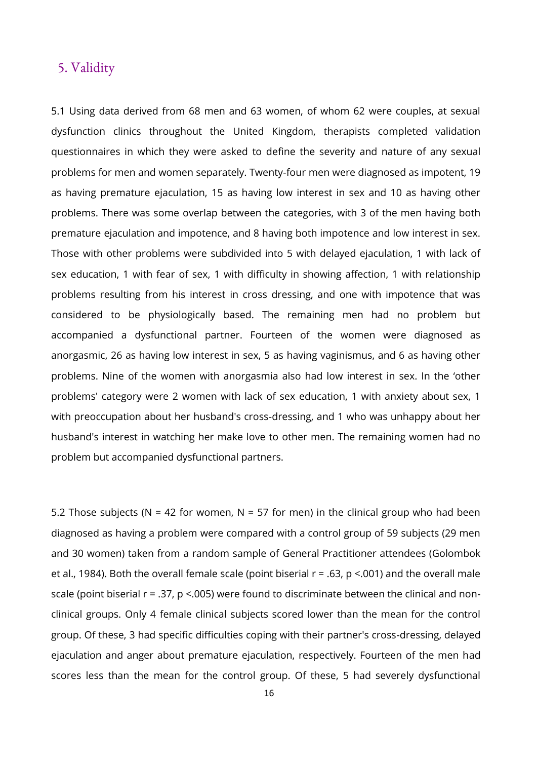## 5. Validity

5.1 Using data derived from 68 men and 63 women, of whom 62 were couples, at sexual dysfunction clinics throughout the United Kingdom, therapists completed validation questionnaires in which they were asked to define the severity and nature of any sexual problems for men and women separately. Twenty-four men were diagnosed as impotent, 19 as having premature ejaculation, 15 as having low interest in sex and 10 as having other problems. There was some overlap between the categories, with 3 of the men having both premature ejaculation and impotence, and 8 having both impotence and low interest in sex. Those with other problems were subdivided into 5 with delayed ejaculation, 1 with lack of sex education, 1 with fear of sex, 1 with difficulty in showing affection, 1 with relationship problems resulting from his interest in cross dressing, and one with impotence that was considered to be physiologically based. The remaining men had no problem but accompanied a dysfunctional partner. Fourteen of the women were diagnosed as anorgasmic, 26 as having low interest in sex, 5 as having vaginismus, and 6 as having other problems. Nine of the women with anorgasmia also had low interest in sex. In the 'other problems' category were 2 women with lack of sex education, 1 with anxiety about sex, 1 with preoccupation about her husband's cross-dressing, and 1 who was unhappy about her husband's interest in watching her make love to other men. The remaining women had no problem but accompanied dysfunctional partners.

5.2 Those subjects ($N = 42$ for women, $N = 57$ for men) in the clinical group who had been diagnosed as having a problem were compared with a control group of 59 subjects (29 men and 30 women) taken from a random sample of General Practitioner attendees (Golombok et al., 1984). Both the overall female scale (point biserial $r = .63$, $p < .001$) and the overall male scale (point biserial $r = .37$, $p < .005$) were found to discriminate between the clinical and non-clinical groups. Only 4 female clinical subjects scored lower than the mean for the control group. Of these, 3 had specific difficulties coping with their partner's cross-dressing, delayed ejaculation and anger about premature ejaculation, respectively. Fourteen of the men had scores less than the mean for the control group. Of these, 5 had severely dysfunctional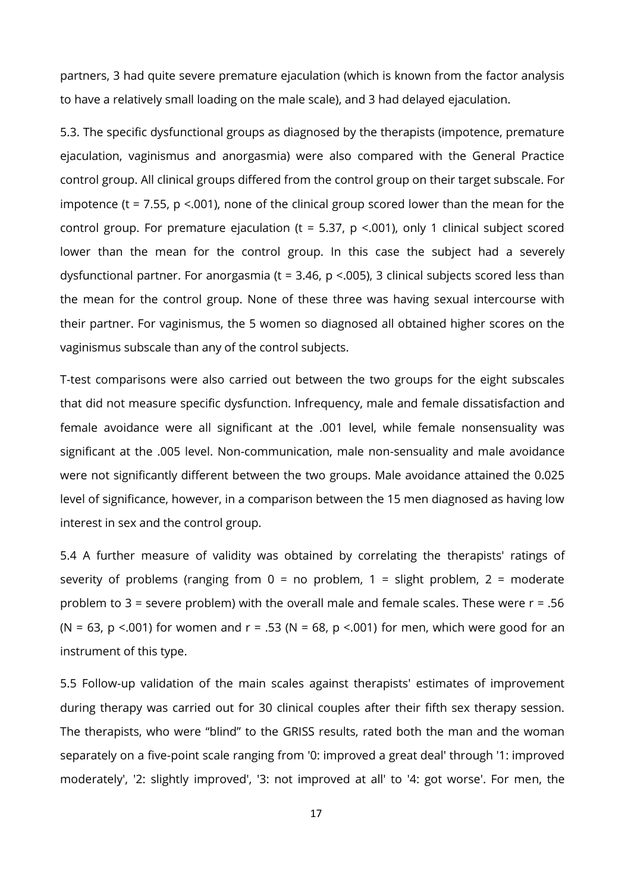partners, 3 had quite severe premature ejaculation (which is known from the factor analysis to have a relatively small loading on the male scale), and 3 had delayed ejaculation.

5.3. The specific dysfunctional groups as diagnosed by the therapists (impotence, premature ejaculation, vaginismus and anorgasmia) were also compared with the General Practice control group. All clinical groups differed from the control group on their target subscale. For impotence ($t = 7.55$, $p < .001$), none of the clinical group scored lower than the mean for the control group. For premature ejaculation ($t = 5.37$, $p < .001$), only 1 clinical subject scored lower than the mean for the control group. In this case the subject had a severely dysfunctional partner. For anorgasmia ($t = 3.46$, $p < .005$), 3 clinical subjects scored less than the mean for the control group. None of these three was having sexual intercourse with their partner. For vaginismus, the 5 women so diagnosed all obtained higher scores on the vaginismus subscale than any of the control subjects.

T-test comparisons were also carried out between the two groups for the eight subscales that did not measure specific dysfunction. Infrequency, male and female dissatisfaction and female avoidance were all significant at the .001 level, while female nonsensuality was significant at the .005 level. Non-communication, male non-sensuality and male avoidance were not significantly different between the two groups. Male avoidance attained the 0.025 level of significance, however, in a comparison between the 15 men diagnosed as having low interest in sex and the control group.

5.4 A further measure of validity was obtained by correlating the therapists' ratings of severity of problems (ranging from 0 = no problem, 1 = slight problem, 2 = moderate problem to 3 = severe problem) with the overall male and female scales. These were $r = .56$ ($N = 63$, $p < .001$) for women and $r = .53$ ($N = 68$, $p < .001$) for men, which were good for an instrument of this type.

5.5 Follow-up validation of the main scales against therapists' estimates of improvement during therapy was carried out for 30 clinical couples after their fifth sex therapy session. The therapists, who were "blind" to the GRISS results, rated both the man and the woman separately on a five-point scale ranging from '0: improved a great deal' through '1: improved moderately', '2: slightly improved', '3: not improved at all' to '4: got worse'. For men, the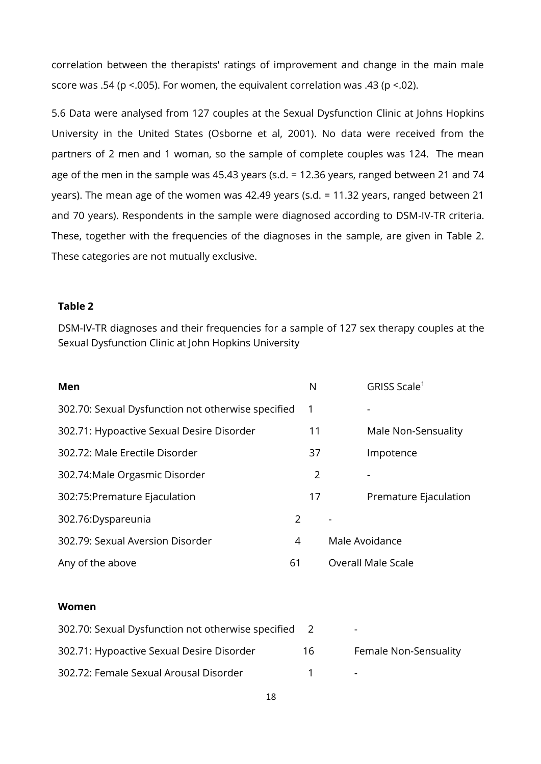correlation between the therapists' ratings of improvement and change in the main male score was .54 ($p < .005$). For women, the equivalent correlation was .43 ($p < .02$).

5.6 Data were analysed from 127 couples at the Sexual Dysfunction Clinic at Johns Hopkins University in the United States (Osborne et al, 2001). No data were received from the partners of 2 men and 1 woman, so the sample of complete couples was 124. The mean age of the men in the sample was 45.43 years (s.d. = 12.36 years, ranged between 21 and 74 years). The mean age of the women was 42.49 years (s.d. = 11.32 years, ranged between 21 and 70 years). Respondents in the sample were diagnosed according to DSM-IV-TR criteria. These, together with the frequencies of the diagnoses in the sample, are given in Table 2. These categories are not mutually exclusive.

**Table 2**

DSM-IV-TR diagnoses and their frequencies for a sample of 127 sex therapy couples at the Sexual Dysfunction Clinic at John Hopkins University

| **Men** | N | GRISS Scale[1] |
|---|---|---|
| 302.70: Sexual Dysfunction not otherwise specified | 1 | - |
| 302.71: Hypoactive Sexual Desire Disorder | 11 | Male Non-Sensuality |
| 302.72: Male Erectile Disorder | 37 | Impotence |
| 302.74:Male Orgasmic Disorder | 2 | - |
| 302:75:Premature Ejaculation | 17 | Premature Ejaculation |
| 302.76:Dyspareunia | 2 | - |
| 302.79: Sexual Aversion Disorder | 4 | Male Avoidance |
| Any of the above | 61 | Overall Male Scale |
| | | |
| **Women** | | |
| 302.70: Sexual Dysfunction not otherwise specified | 2 | - |
| 302.71: Hypoactive Sexual Desire Disorder | 16 | Female Non-Sensuality |
| 302.72: Female Sexual Arousal Disorder | 1 | - |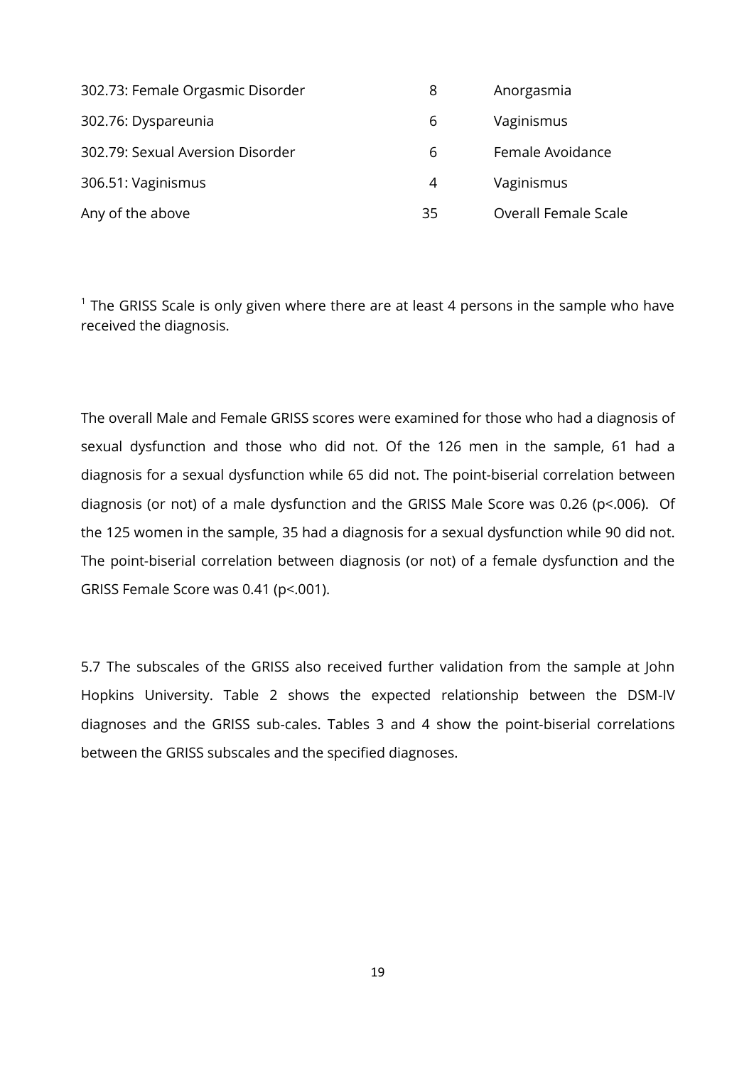| | | |
|---|---|---|
| 302.73: Female Orgasmic Disorder | 8 | Anorgasmia |
| 302.76: Dyspareunia | 6 | Vaginismus |
| 302.79: Sexual Aversion Disorder | 6 | Female Avoidance |
| 306.51: Vaginismus | 4 | Vaginismus |
| Any of the above | 35 | Overall Female Scale |

[1] The GRISS Scale is only given where there are at least 4 persons in the sample who have received the diagnosis.

The overall Male and Female GRISS scores were examined for those who had a diagnosis of sexual dysfunction and those who did not. Of the 126 men in the sample, 61 had a diagnosis for a sexual dysfunction while 65 did not. The point-biserial correlation between diagnosis (or not) of a male dysfunction and the GRISS Male Score was 0.26 ($p<.006$). Of the 125 women in the sample, 35 had a diagnosis for a sexual dysfunction while 90 did not. The point-biserial correlation between diagnosis (or not) of a female dysfunction and the GRISS Female Score was 0.41 ($p<.001$).

5.7 The subscales of the GRISS also received further validation from the sample at John Hopkins University. Table 2 shows the expected relationship between the DSM-IV diagnoses and the GRISS sub-cales. Tables 3 and 4 show the point-biserial correlations between the GRISS subscales and the specified diagnoses.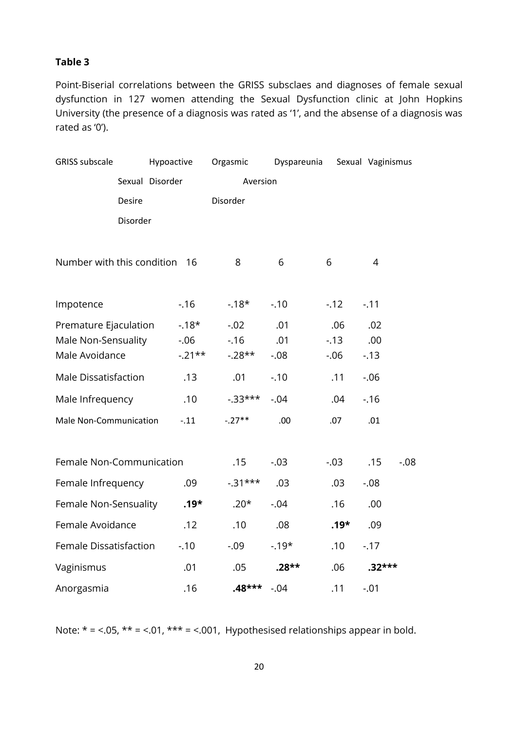**Table 3**

Point-Biserial correlations between the GRISS subsclaes and diagnoses of female sexual dysfunction in 127 women attending the Sexual Dysfunction clinic at John Hopkins University (the presence of a diagnosis was rated as '1', and the absense of a diagnosis was rated as '0').

| GRISS subscale | Hypoactive Sexual Desire Disorder | Orgasmic Disorder | Dyspareunia | Sexual Aversion | Vaginismus |
|---|---|---|---|---|---|
| Number with this condition | 16 | 8 | 6 | 6 | 4 |
| Impotence | -.16 | -.18* | -.10 | -.12 | -.11 |
| Premature Ejaculation | -.18* | -.02 | .01 | .06 | .02 |
| Male Non-Sensuality | -.06 | -.16 | .01 | -.13 | .00 |
| Male Avoidance | -.21** | -.28** | -.08 | -.06 | -.13 |
| Male Dissatisfaction | .13 | .01 | -.10 | .11 | -.06 |
| Male Infrequency | .10 | -.33*** | -.04 | .04 | -.16 |
| Male Non-Communication | -.11 | -.27** | .00 | .07 | .01 |
| Female Non-Communication | .15 | -.03 | -.03 | .15 | -.08 |
| Female Infrequency | .09 | -.31*** | .03 | .03 | -.08 |
| Female Non-Sensuality | **.19*** | .20* | -.04 | .16 | .00 |
| Female Avoidance | .12 | .10 | .08 | **.19*** | .09 |
| Female Dissatisfaction | -.10 | -.09 | -.19* | .10 | -.17 |
| Vaginismus | .01 | .05 | **.28**** | .06 | **.32***** |
| Anorgasmia | .16 | **.48***** | -.04 | .11 | -.01 |

Note: * = <.05, ** = <.01, *** = <.001, Hypothesised relationships appear in bold.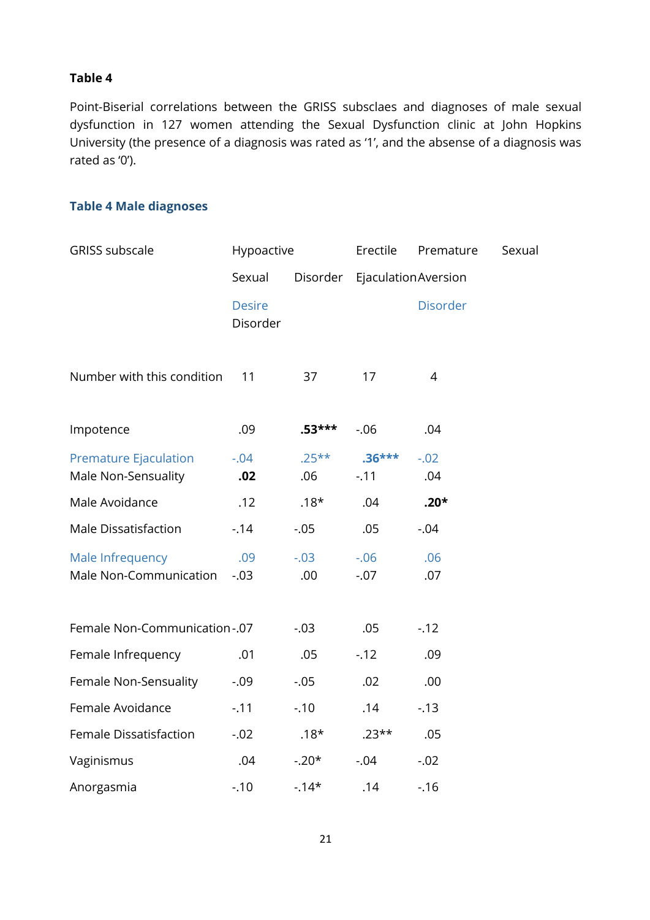**Table 4**

Point-Biserial correlations between the GRISS subsclaes and diagnoses of male sexual dysfunction in 127 women attending the Sexual Dysfunction clinic at John Hopkins University (the presence of a diagnosis was rated as '1', and the absense of a diagnosis was rated as '0').

### Table 4 Male diagnoses

| GRISS subscale | Hypoactive Sexual Desire Disorder | Erectile Disorder | Premature Ejaculation | Sexual Aversion Disorder |
|---|---|---|---|---|
| Number with this condition | 11 | 37 | 17 | 4 |
| Impotence | .09 | **.53*** ** | -.06 | .04 |
| Premature Ejaculation | -.04 | .25** | **.36*** ** | -.02 |
| Male Non-Sensuality | **.02** | .06 | -.11 | .04 |
| Male Avoidance | .12 | .18* | .04 | **.20*** |
| Male Dissatisfaction | -.14 | -.05 | .05 | -.04 |
| Male Infrequency | .09 | -.03 | -.06 | .06 |
| Male Non-Communication | -.03 | .00 | -.07 | .07 |
| Female Non-Communication | -.07 | -.03 | .05 | -.12 |
| Female Infrequency | .01 | .05 | -.12 | .09 |
| Female Non-Sensuality | -.09 | -.05 | .02 | .00 |
| Female Avoidance | -.11 | -.10 | .14 | -.13 |
| Female Dissatisfaction | -.02 | .18* | .23** | .05 |
| Vaginismus | .04 | -.20* | -.04 | -.02 |
| Anorgasmia | -.10 | -.14* | .14 | -.16 |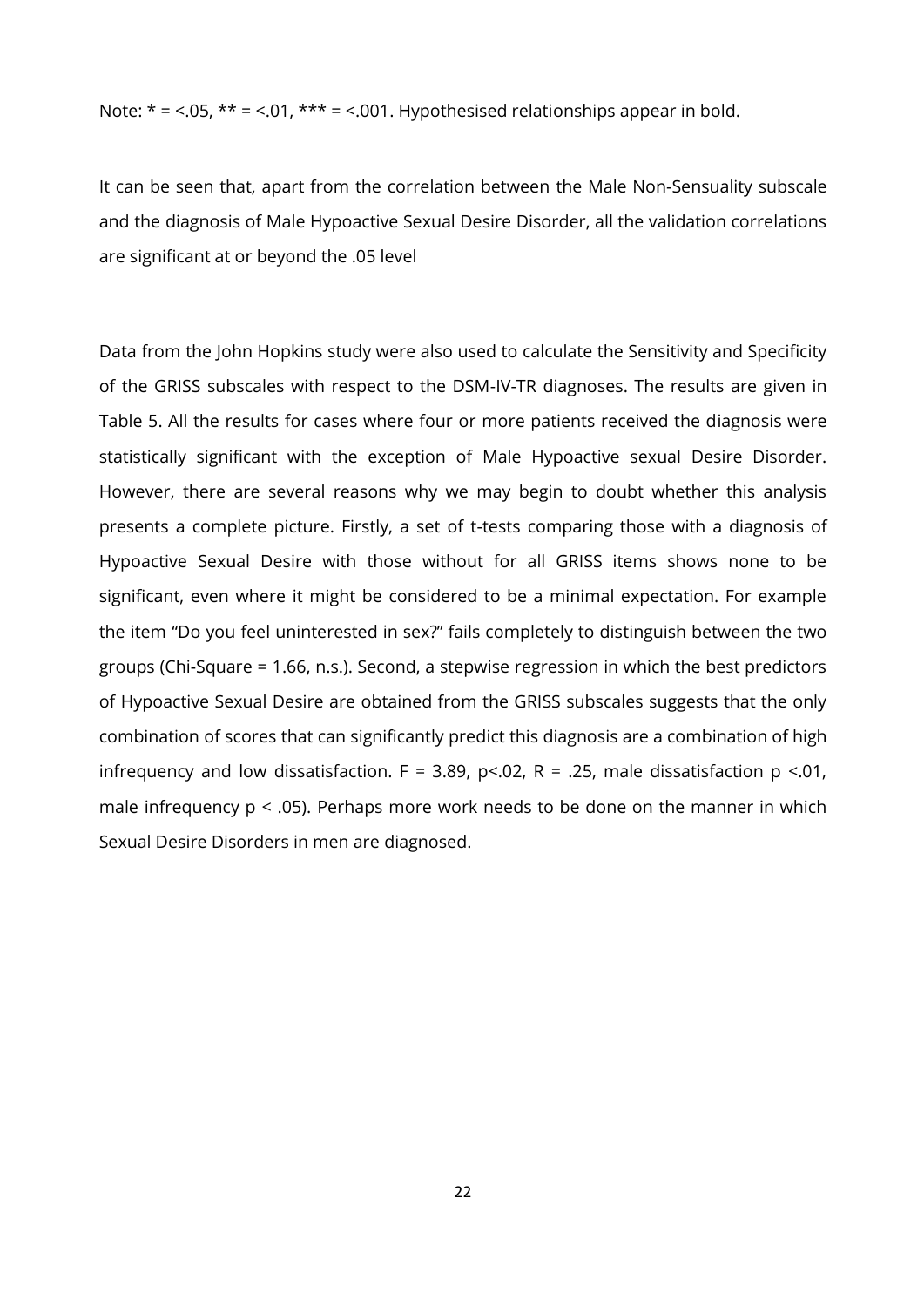Note: * = <.05, ** = <.01, *** = <.001. Hypothesised relationships appear in bold.

It can be seen that, apart from the correlation between the Male Non-Sensuality subscale and the diagnosis of Male Hypoactive Sexual Desire Disorder, all the validation correlations are significant at or beyond the .05 level

Data from the John Hopkins study were also used to calculate the Sensitivity and Specificity of the GRISS subscales with respect to the DSM-IV-TR diagnoses. The results are given in Table 5. All the results for cases where four or more patients received the diagnosis were statistically significant with the exception of Male Hypoactive sexual Desire Disorder. However, there are several reasons why we may begin to doubt whether this analysis presents a complete picture. Firstly, a set of t-tests comparing those with a diagnosis of Hypoactive Sexual Desire with those without for all GRISS items shows none to be significant, even where it might be considered to be a minimal expectation. For example the item "Do you feel uninterested in sex?" fails completely to distinguish between the two groups (Chi-Square = 1.66, n.s.). Second, a stepwise regression in which the best predictors of Hypoactive Sexual Desire are obtained from the GRISS subscales suggests that the only combination of scores that can significantly predict this diagnosis are a combination of high infrequency and low dissatisfaction. $F = 3.89$, $p<.02$, $R = .25$, male dissatisfaction $p <.01$, male infrequency $p < .05$). Perhaps more work needs to be done on the manner in which Sexual Desire Disorders in men are diagnosed.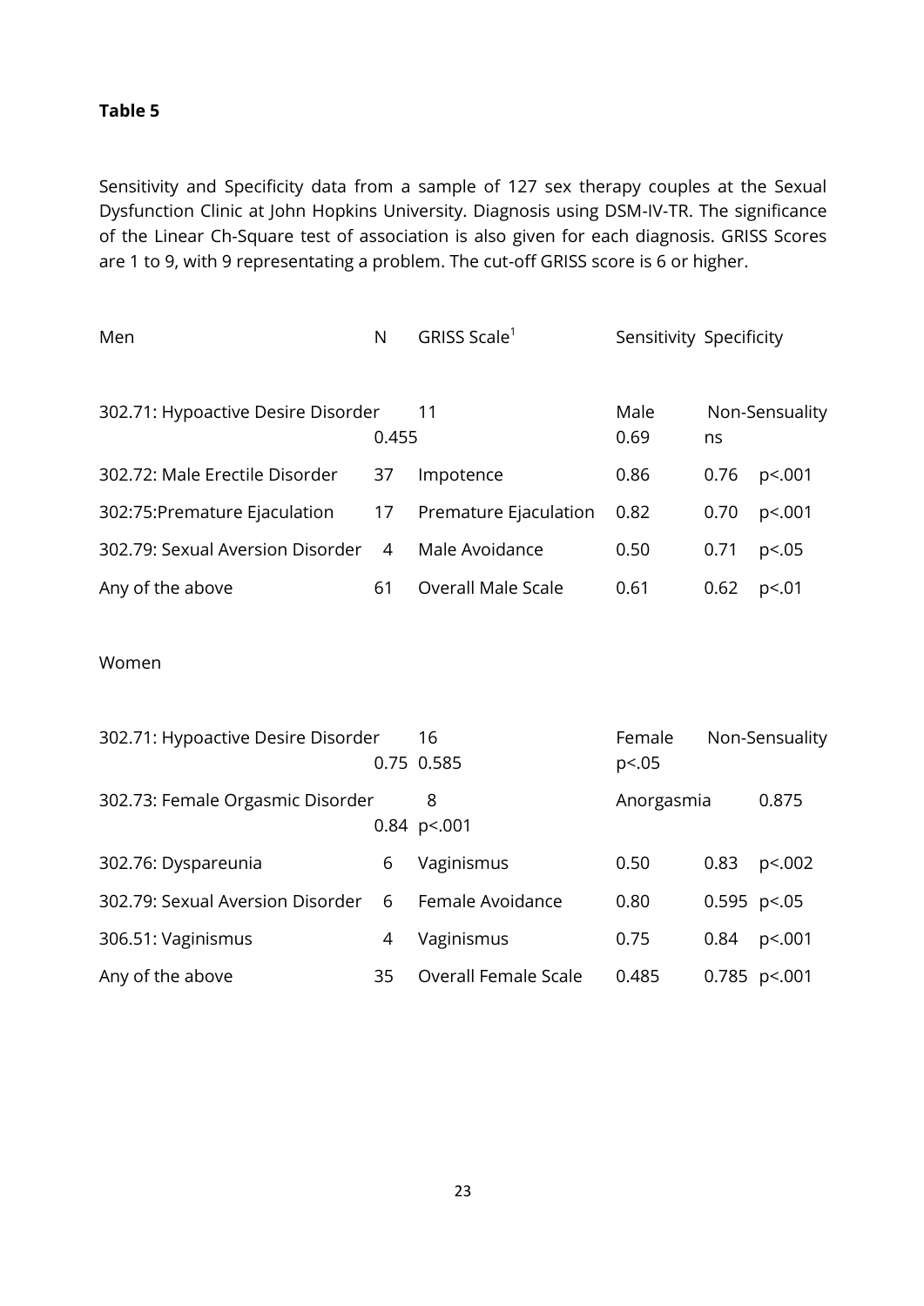**Table 5**

Sensitivity and Specificity data from a sample of 127 sex therapy couples at the Sexual Dysfunction Clinic at John Hopkins University. Diagnosis using DSM-IV-TR. The significance of the Linear Ch-Square test of association is also given for each diagnosis. GRISS Scores are 1 to 9, with 9 representating a problem. The cut-off GRISS score is 6 or higher.

| Men | N | GRISS Scale[1] | Sensitivity | Specificity | |
|---|---|---|---|---|---|
| 302.71: Hypoactive Desire Disorder | 11 | Male Non-Sensuality | 0.455 | 0.69 | ns |
| 302.72: Male Erectile Disorder | 37 | Impotence | 0.86 | 0.76 | p<.001 |
| 302:75:Premature Ejaculation | 17 | Premature Ejaculation | 0.82 | 0.70 | p<.001 |
| 302.79: Sexual Aversion Disorder | 4 | Male Avoidance | 0.50 | 0.71 | p<.05 |
| Any of the above | 61 | Overall Male Scale | 0.61 | 0.62 | p<.01 |

Women

| | N | GRISS Scale | Sensitivity | Specificity | |
|---|---|---|---|---|---|
| 302.71: Hypoactive Desire Disorder | 16 | Female Non-Sensuality | 0.75 | 0.585 | p<.05 |
| 302.73: Female Orgasmic Disorder | 8 | Anorgasmia | 0.875 | 0.84 | p<.001 |
| 302.76: Dyspareunia | 6 | Vaginismus | 0.50 | 0.83 | p<.002 |
| 302.79: Sexual Aversion Disorder | 6 | Female Avoidance | 0.80 | 0.595 | p<.05 |
| 306.51: Vaginismus | 4 | Vaginismus | 0.75 | 0.84 | p<.001 |
| Any of the above | 35 | Overall Female Scale | 0.485 | 0.785 | p<.001 |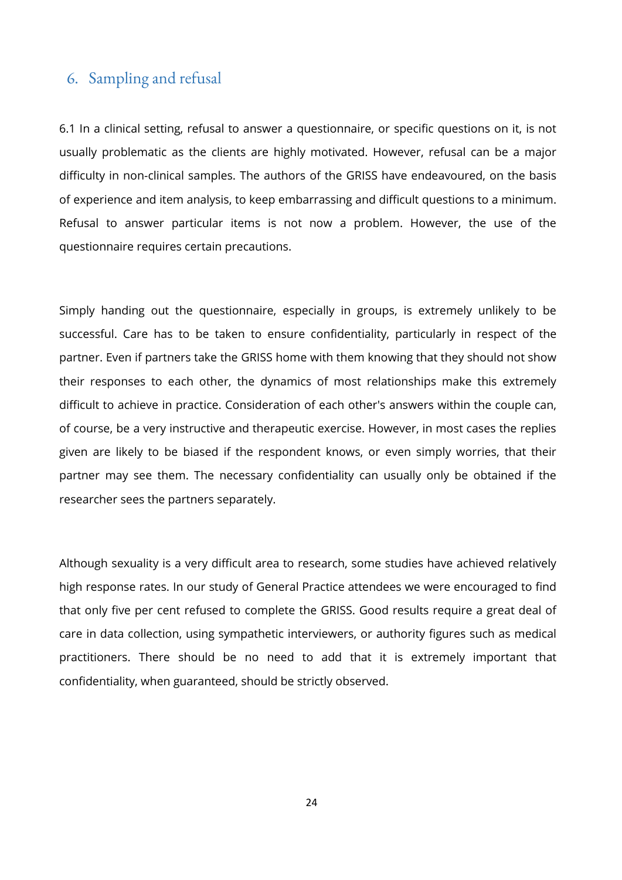## 6. Sampling and refusal

6.1 In a clinical setting, refusal to answer a questionnaire, or specific questions on it, is not usually problematic as the clients are highly motivated. However, refusal can be a major difficulty in non-clinical samples. The authors of the GRISS have endeavoured, on the basis of experience and item analysis, to keep embarrassing and difficult questions to a minimum. Refusal to answer particular items is not now a problem. However, the use of the questionnaire requires certain precautions.

Simply handing out the questionnaire, especially in groups, is extremely unlikely to be successful. Care has to be taken to ensure confidentiality, particularly in respect of the partner. Even if partners take the GRISS home with them knowing that they should not show their responses to each other, the dynamics of most relationships make this extremely difficult to achieve in practice. Consideration of each other's answers within the couple can, of course, be a very instructive and therapeutic exercise. However, in most cases the replies given are likely to be biased if the respondent knows, or even simply worries, that their partner may see them. The necessary confidentiality can usually only be obtained if the researcher sees the partners separately.

Although sexuality is a very difficult area to research, some studies have achieved relatively high response rates. In our study of General Practice attendees we were encouraged to find that only five per cent refused to complete the GRISS. Good results require a great deal of care in data collection, using sympathetic interviewers, or authority figures such as medical practitioners. There should be no need to add that it is extremely important that confidentiality, when guaranteed, should be strictly observed.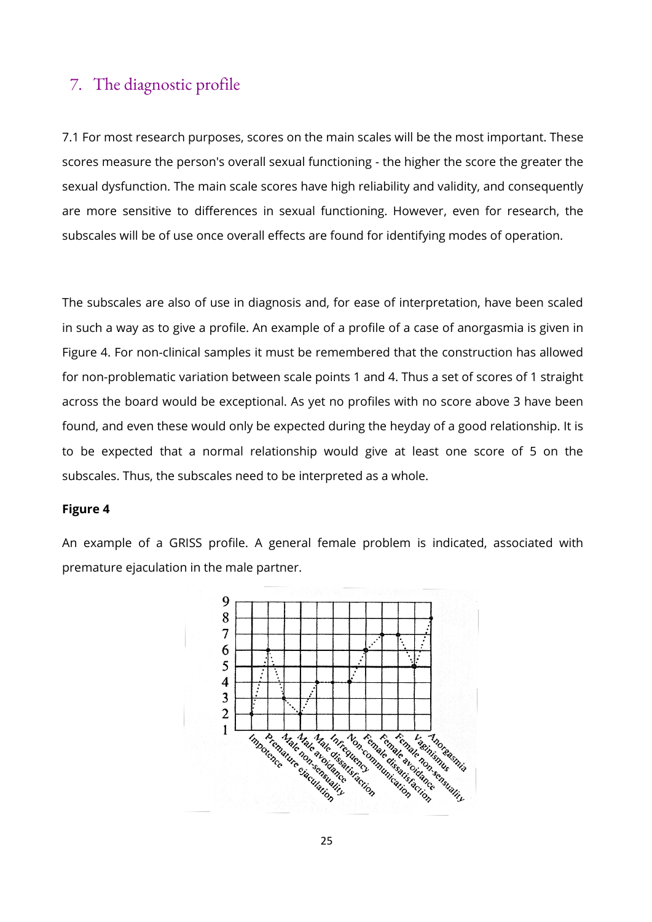## 7. The diagnostic profile

7.1 For most research purposes, scores on the main scales will be the most important. These scores measure the person's overall sexual functioning - the higher the score the greater the sexual dysfunction. The main scale scores have high reliability and validity, and consequently are more sensitive to differences in sexual functioning. However, even for research, the subscales will be of use once overall effects are found for identifying modes of operation.

The subscales are also of use in diagnosis and, for ease of interpretation, have been scaled in such a way as to give a profile. An example of a profile of a case of anorgasmia is given in Figure 4. For non-clinical samples it must be remembered that the construction has allowed for non-problematic variation between scale points 1 and 4. Thus a set of scores of 1 straight across the board would be exceptional. As yet no profiles with no score above 3 have been found, and even these would only be expected during the heyday of a good relationship. It is to be expected that a normal relationship would give at least one score of 5 on the subscales. Thus, the subscales need to be interpreted as a whole.

**Figure 4**

An example of a GRISS profile. A general female problem is indicated, associated with premature ejaculation in the male partner.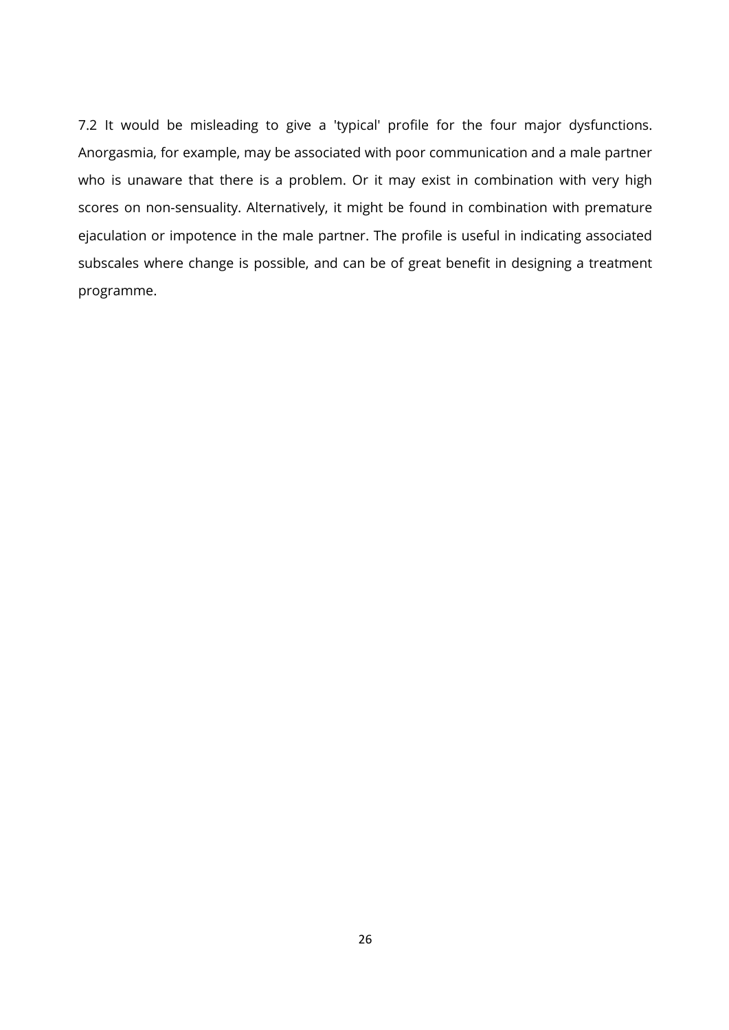7.2 It would be misleading to give a 'typical' profile for the four major dysfunctions. Anorgasmia, for example, may be associated with poor communication and a male partner who is unaware that there is a problem. Or it may exist in combination with very high scores on non-sensuality. Alternatively, it might be found in combination with premature ejaculation or impotence in the male partner. The profile is useful in indicating associated subscales where change is possible, and can be of great benefit in designing a treatment programme.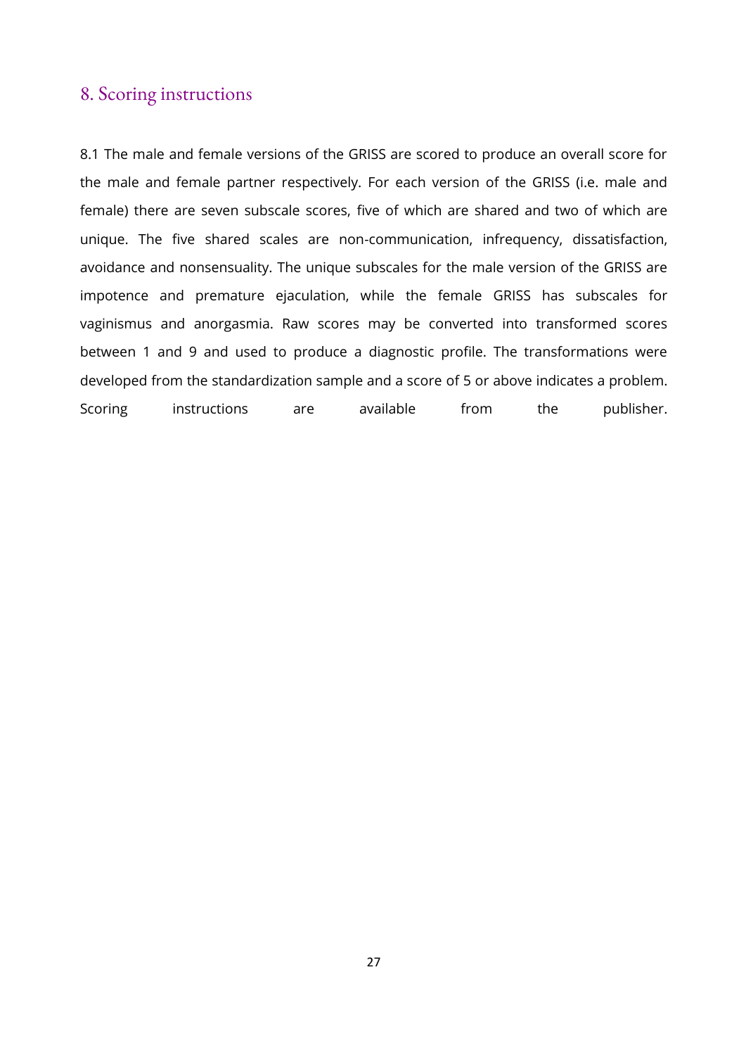## 8. Scoring instructions

8.1 The male and female versions of the GRISS are scored to produce an overall score for the male and female partner respectively. For each version of the GRISS (i.e. male and female) there are seven subscale scores, five of which are shared and two of which are unique. The five shared scales are non-communication, infrequency, dissatisfaction, avoidance and nonsensuality. The unique subscales for the male version of the GRISS are impotence and premature ejaculation, while the female GRISS has subscales for vaginismus and anorgasmia. Raw scores may be converted into transformed scores between 1 and 9 and used to produce a diagnostic profile. The transformations were developed from the standardization sample and a score of 5 or above indicates a problem. Scoring instructions are available from the publisher.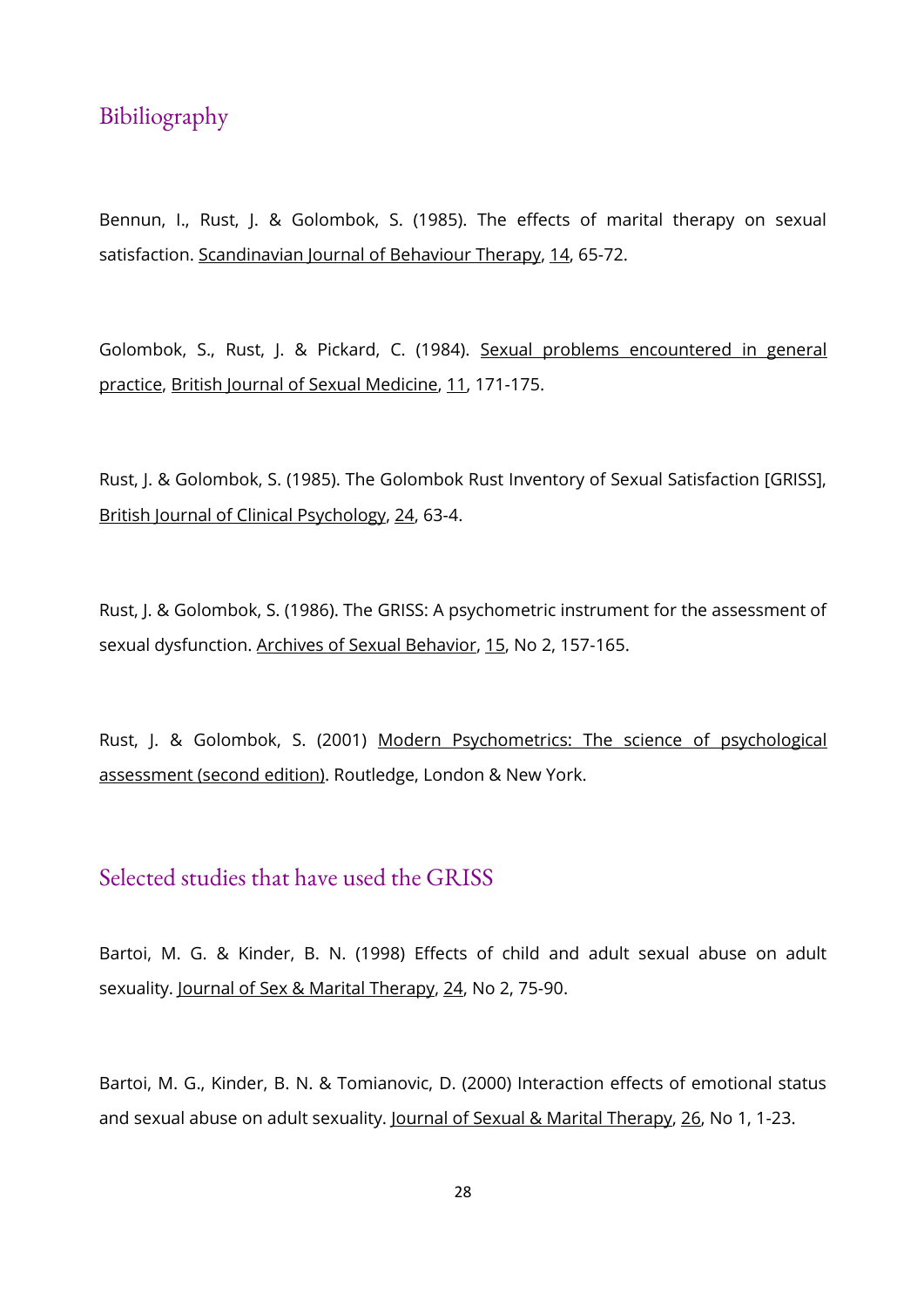## Bibiliography

Bennun, I., Rust, J. & Golombok, S. (1985). The effects of marital therapy on sexual satisfaction. Scandinavian Journal of Behaviour Therapy, 14, 65-72.

Golombok, S., Rust, J. & Pickard, C. (1984). Sexual problems encountered in general practice, British Journal of Sexual Medicine, 11, 171-175.

Rust, J. & Golombok, S. (1985). The Golombok Rust Inventory of Sexual Satisfaction [GRISS], British Journal of Clinical Psychology, 24, 63-4.

Rust, J. & Golombok, S. (1986). The GRISS: A psychometric instrument for the assessment of sexual dysfunction. Archives of Sexual Behavior, 15, No 2, 157-165.

Rust, J. & Golombok, S. (2001) Modern Psychometrics: The science of psychological assessment (second edition). Routledge, London & New York.

## Selected studies that have used the GRISS

Bartoi, M. G. & Kinder, B. N. (1998) Effects of child and adult sexual abuse on adult sexuality. Journal of Sex & Marital Therapy, 24, No 2, 75-90.

Bartoi, M. G., Kinder, B. N. & Tomianovic, D. (2000) Interaction effects of emotional status and sexual abuse on adult sexuality. Journal of Sexual & Marital Therapy, 26, No 1, 1-23.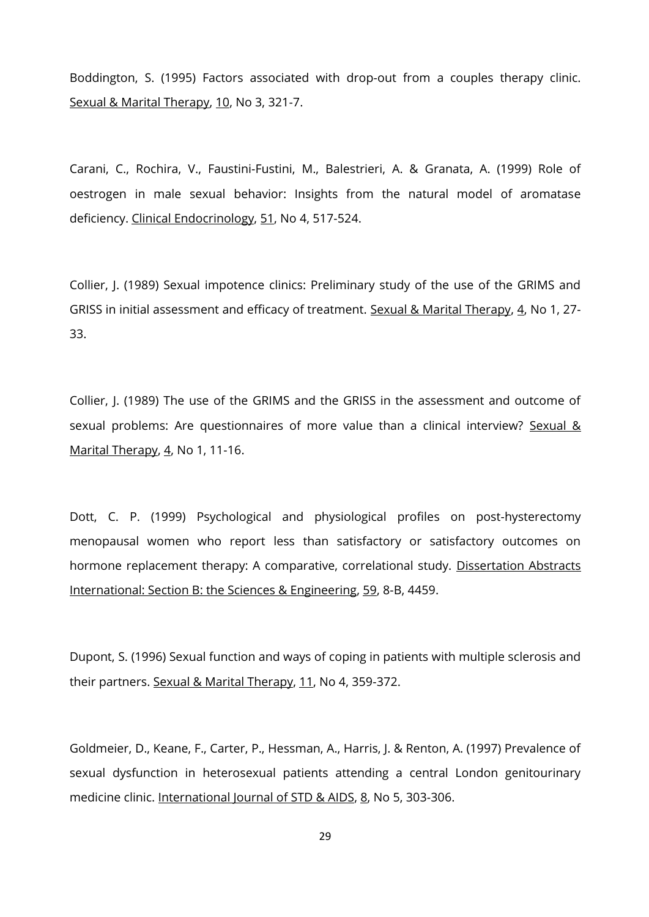Boddington, S. (1995) Factors associated with drop-out from a couples therapy clinic. Sexual & Marital Therapy, 10, No 3, 321-7.

Carani, C., Rochira, V., Faustini-Fustini, M., Balestrieri, A. & Granata, A. (1999) Role of oestrogen in male sexual behavior: Insights from the natural model of aromatase deficiency. Clinical Endocrinology, 51, No 4, 517-524.

Collier, J. (1989) Sexual impotence clinics: Preliminary study of the use of the GRIMS and GRISS in initial assessment and efficacy of treatment. Sexual & Marital Therapy, 4, No 1, 27-33.

Collier, J. (1989) The use of the GRIMS and the GRISS in the assessment and outcome of sexual problems: Are questionnaires of more value than a clinical interview? Sexual & Marital Therapy, 4, No 1, 11-16.

Dott, C. P. (1999) Psychological and physiological profiles on post-hysterectomy menopausal women who report less than satisfactory or satisfactory outcomes on hormone replacement therapy: A comparative, correlational study. Dissertation Abstracts International: Section B: the Sciences & Engineering, 59, 8-B, 4459.

Dupont, S. (1996) Sexual function and ways of coping in patients with multiple sclerosis and their partners. Sexual & Marital Therapy, 11, No 4, 359-372.

Goldmeier, D., Keane, F., Carter, P., Hessman, A., Harris, J. & Renton, A. (1997) Prevalence of sexual dysfunction in heterosexual patients attending a central London genitourinary medicine clinic. International Journal of STD & AIDS, 8, No 5, 303-306.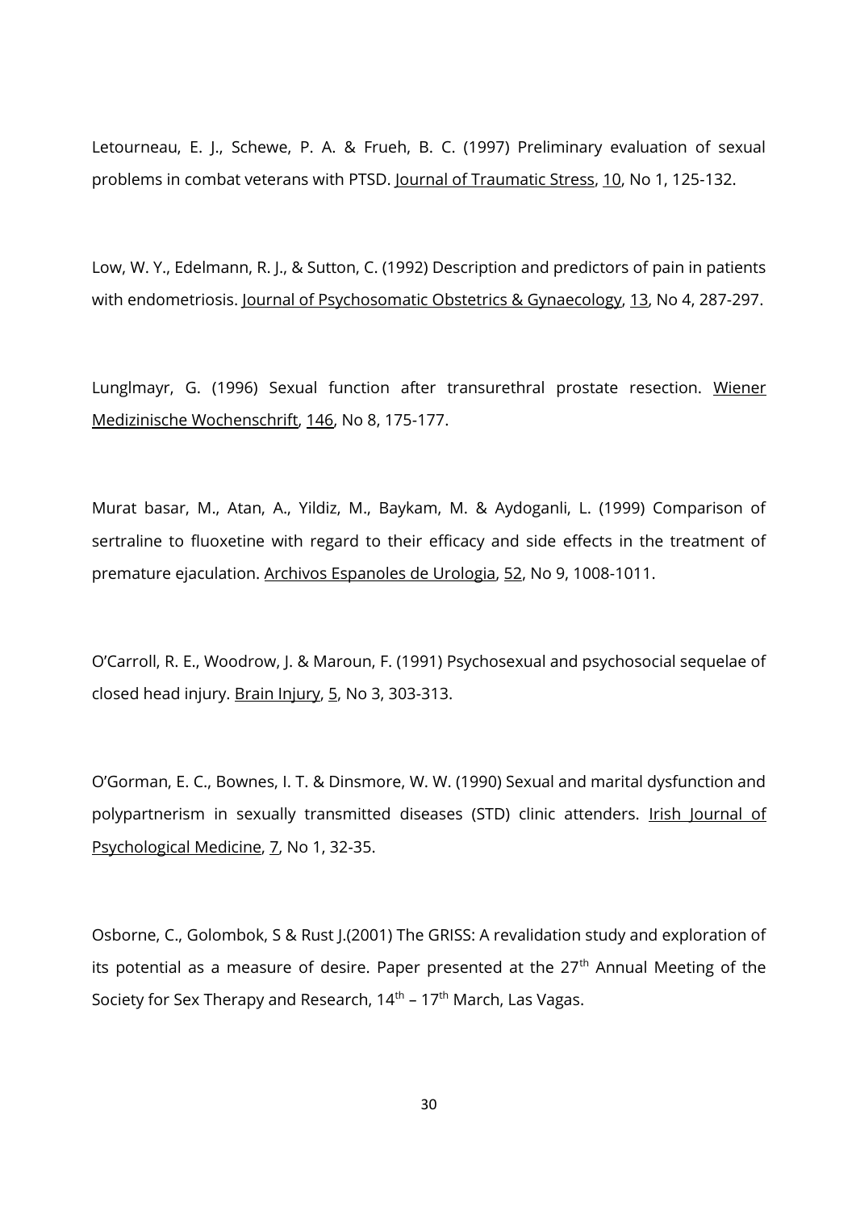Letourneau, E. J., Schewe, P. A. & Frueh, B. C. (1997) Preliminary evaluation of sexual problems in combat veterans with PTSD. Journal of Traumatic Stress, 10, No 1, 125-132.

Low, W. Y., Edelmann, R. J., & Sutton, C. (1992) Description and predictors of pain in patients with endometriosis. Journal of Psychosomatic Obstetrics & Gynaecology, 13, No 4, 287-297.

Lunglmayr, G. (1996) Sexual function after transurethral prostate resection. Wiener Medizinische Wochenschrift, 146, No 8, 175-177.

Murat basar, M., Atan, A., Yildiz, M., Baykam, M. & Aydoganli, L. (1999) Comparison of sertraline to fluoxetine with regard to their efficacy and side effects in the treatment of premature ejaculation. Archivos Espanoles de Urologia, 52, No 9, 1008-1011.

O'Carroll, R. E., Woodrow, J. & Maroun, F. (1991) Psychosexual and psychosocial sequelae of closed head injury. Brain Injury, 5, No 3, 303-313.

O'Gorman, E. C., Bownes, I. T. & Dinsmore, W. W. (1990) Sexual and marital dysfunction and polypartnerism in sexually transmitted diseases (STD) clinic attenders. Irish Journal of Psychological Medicine, 7, No 1, 32-35.

Osborne, C., Golombok, S & Rust J.(2001) The GRISS: A revalidation study and exploration of its potential as a measure of desire. Paper presented at the 27th Annual Meeting of the Society for Sex Therapy and Research, 14th – 17th March, Las Vagas.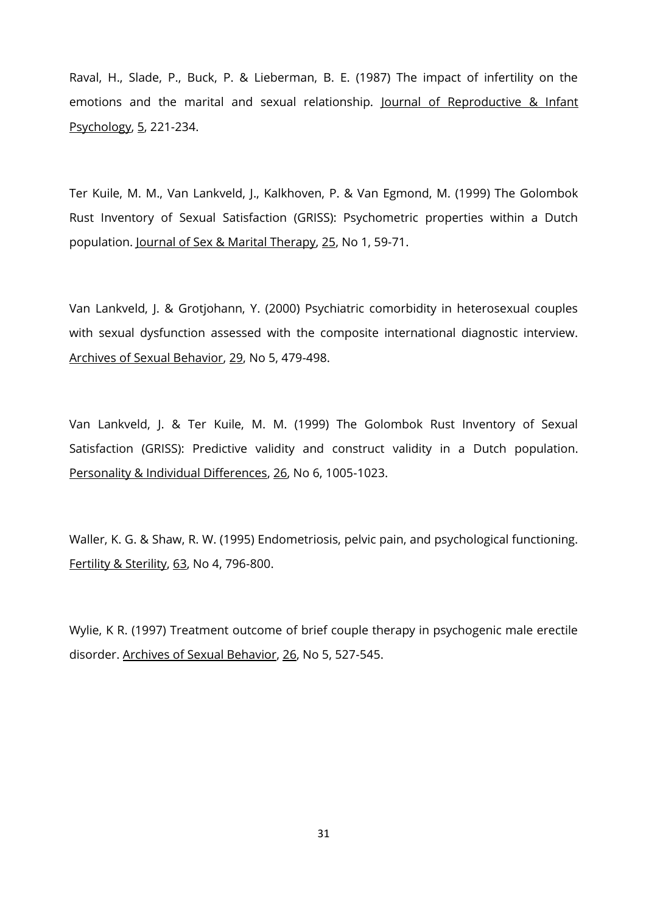Raval, H., Slade, P., Buck, P. & Lieberman, B. E. (1987) The impact of infertility on the emotions and the marital and sexual relationship. Journal of Reproductive & Infant Psychology, 5, 221-234.

Ter Kuile, M. M., Van Lankveld, J., Kalkhoven, P. & Van Egmond, M. (1999) The Golombok Rust Inventory of Sexual Satisfaction (GRISS): Psychometric properties within a Dutch population. Journal of Sex & Marital Therapy, 25, No 1, 59-71.

Van Lankveld, J. & Grotjohann, Y. (2000) Psychiatric comorbidity in heterosexual couples with sexual dysfunction assessed with the composite international diagnostic interview. Archives of Sexual Behavior, 29, No 5, 479-498.

Van Lankveld, J. & Ter Kuile, M. M. (1999) The Golombok Rust Inventory of Sexual Satisfaction (GRISS): Predictive validity and construct validity in a Dutch population. Personality & Individual Differences, 26, No 6, 1005-1023.

Waller, K. G. & Shaw, R. W. (1995) Endometriosis, pelvic pain, and psychological functioning. Fertility & Sterility, 63, No 4, 796-800.

Wylie, K R. (1997) Treatment outcome of brief couple therapy in psychogenic male erectile disorder. Archives of Sexual Behavior, 26, No 5, 527-545.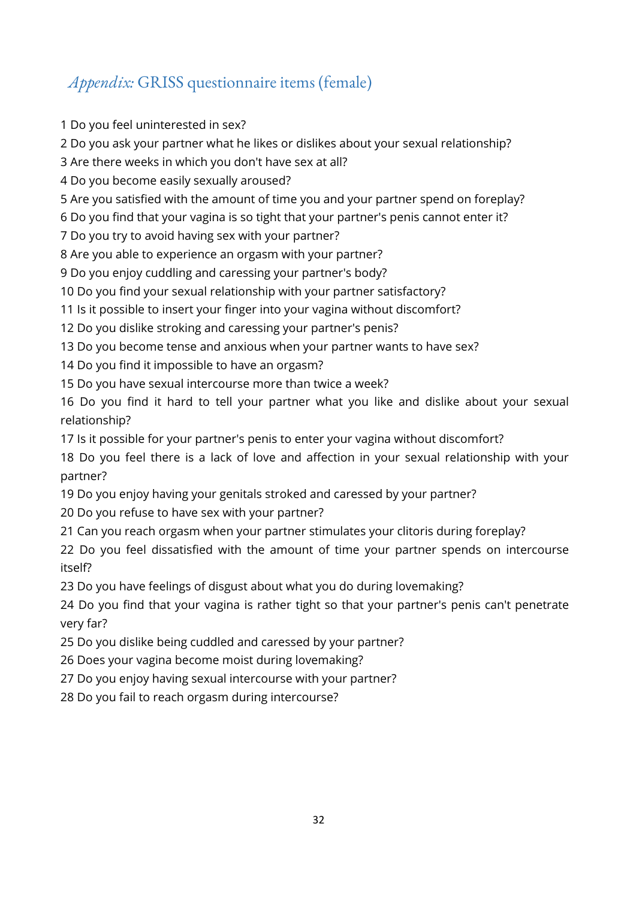## *Appendix:* GRISS questionnaire items (female)

1 Do you feel uninterested in sex?
2 Do you ask your partner what he likes or dislikes about your sexual relationship?
3 Are there weeks in which you don't have sex at all?
4 Do you become easily sexually aroused?
5 Are you satisfied with the amount of time you and your partner spend on foreplay?
6 Do you find that your vagina is so tight that your partner's penis cannot enter it?
7 Do you try to avoid having sex with your partner?
8 Are you able to experience an orgasm with your partner?
9 Do you enjoy cuddling and caressing your partner's body?
10 Do you find your sexual relationship with your partner satisfactory?
11 Is it possible to insert your finger into your vagina without discomfort?
12 Do you dislike stroking and caressing your partner's penis?
13 Do you become tense and anxious when your partner wants to have sex?
14 Do you find it impossible to have an orgasm?
15 Do you have sexual intercourse more than twice a week?
16 Do you find it hard to tell your partner what you like and dislike about your sexual relationship?
17 Is it possible for your partner's penis to enter your vagina without discomfort?
18 Do you feel there is a lack of love and affection in your sexual relationship with your partner?
19 Do you enjoy having your genitals stroked and caressed by your partner?
20 Do you refuse to have sex with your partner?
21 Can you reach orgasm when your partner stimulates your clitoris during foreplay?
22 Do you feel dissatisfied with the amount of time your partner spends on intercourse itself?
23 Do you have feelings of disgust about what you do during lovemaking?
24 Do you find that your vagina is rather tight so that your partner's penis can't penetrate very far?
25 Do you dislike being cuddled and caressed by your partner?
26 Does your vagina become moist during lovemaking?
27 Do you enjoy having sexual intercourse with your partner?
28 Do you fail to reach orgasm during intercourse?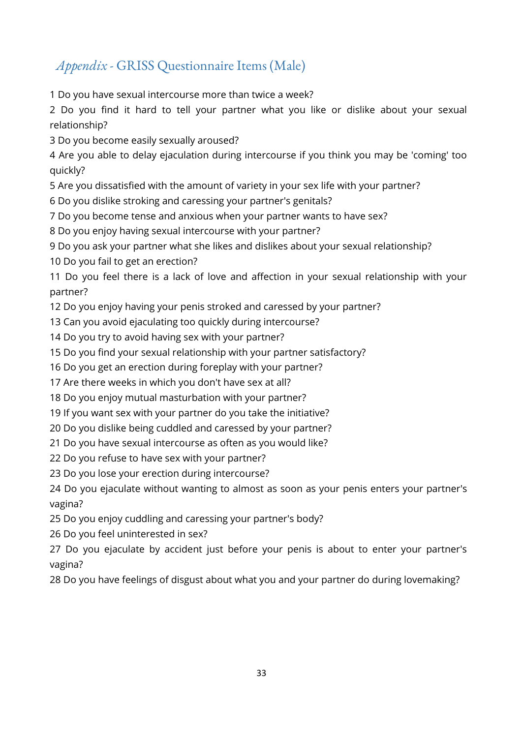## *Appendix* - GRISS Questionnaire Items (Male)

1 Do you have sexual intercourse more than twice a week?

2 Do you find it hard to tell your partner what you like or dislike about your sexual relationship?

3 Do you become easily sexually aroused?

4 Are you able to delay ejaculation during intercourse if you think you may be 'coming' too quickly?

5 Are you dissatisfied with the amount of variety in your sex life with your partner?

6 Do you dislike stroking and caressing your partner's genitals?

7 Do you become tense and anxious when your partner wants to have sex?

8 Do you enjoy having sexual intercourse with your partner?

9 Do you ask your partner what she likes and dislikes about your sexual relationship?

10 Do you fail to get an erection?

11 Do you feel there is a lack of love and affection in your sexual relationship with your partner?

12 Do you enjoy having your penis stroked and caressed by your partner?

13 Can you avoid ejaculating too quickly during intercourse?

14 Do you try to avoid having sex with your partner?

15 Do you find your sexual relationship with your partner satisfactory?

16 Do you get an erection during foreplay with your partner?

17 Are there weeks in which you don't have sex at all?

18 Do you enjoy mutual masturbation with your partner?

19 If you want sex with your partner do you take the initiative?

20 Do you dislike being cuddled and caressed by your partner?

21 Do you have sexual intercourse as often as you would like?

22 Do you refuse to have sex with your partner?

23 Do you lose your erection during intercourse?

24 Do you ejaculate without wanting to almost as soon as your penis enters your partner's vagina?

25 Do you enjoy cuddling and caressing your partner's body?

26 Do you feel uninterested in sex?

27 Do you ejaculate by accident just before your penis is about to enter your partner's vagina?

28 Do you have feelings of disgust about what you and your partner do during lovemaking?